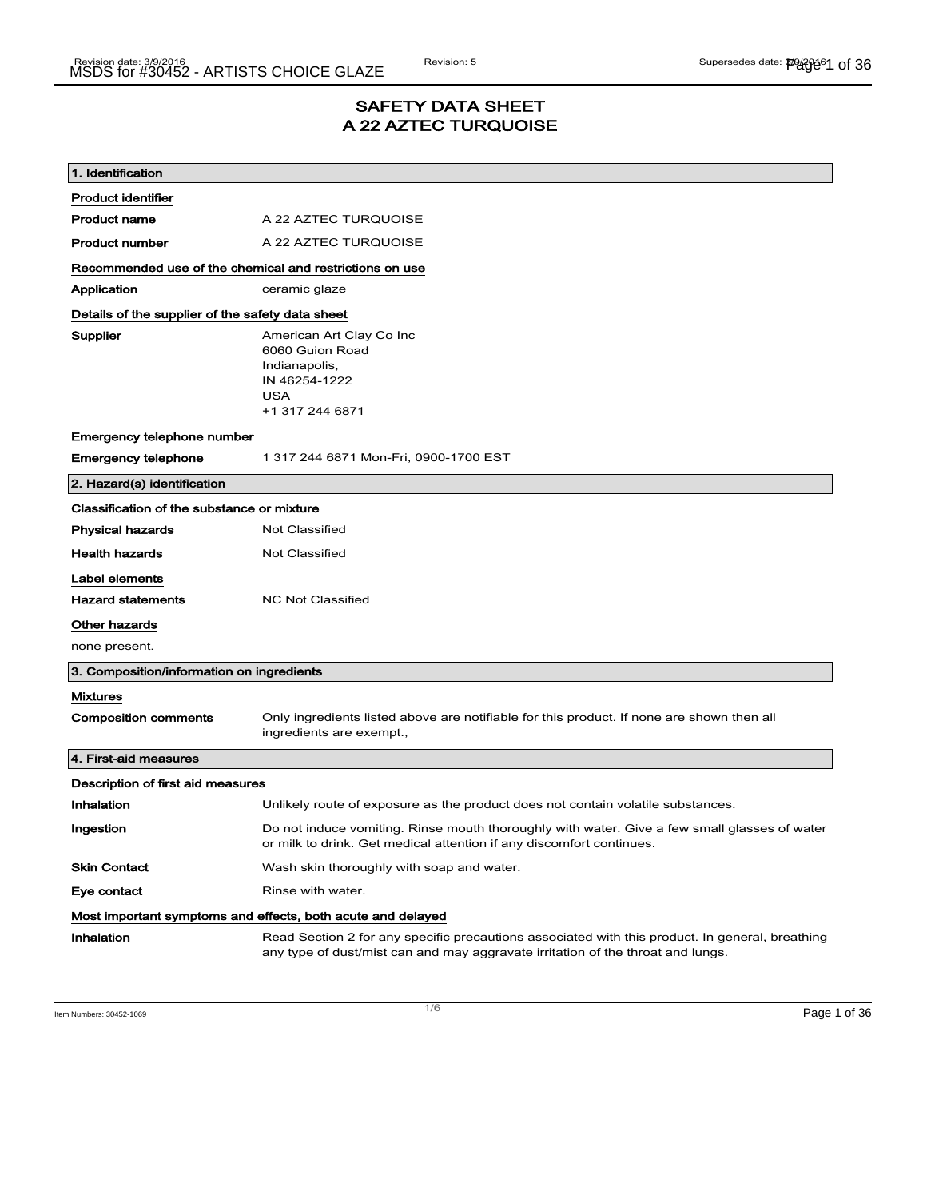# SAFETY DATA SHEET
# A 22 AZTEC TURQUOISE

## 1. Identification

**Product identifier**

| | |
|---|---|
| **Product name** | A 22 AZTEC TURQUOISE |
| **Product number** | A 22 AZTEC TURQUOISE |

**Recommended use of the chemical and restrictions on use**

| | |
|---|---|
| **Application** | ceramic glaze |

**Details of the supplier of the safety data sheet**

| | |
|---|---|
| **Supplier** | American Art Clay Co Inc<br>6060 Guion Road<br>Indianapolis,<br>IN 46254-1222<br>USA<br>+1 317 244 6871 |

**Emergency telephone number**

| | |
|---|---|
| **Emergency telephone** | 1 317 244 6871 Mon-Fri, 0900-1700 EST |

## 2. Hazard(s) identification

**Classification of the substance or mixture**

| | |
|---|---|
| **Physical hazards** | Not Classified |
| **Health hazards** | Not Classified |

**Label elements**

| | |
|---|---|
| **Hazard statements** | NC Not Classified |

**Other hazards**

none present.

## 3. Composition/information on ingredients

**Mixtures**

| | |
|---|---|
| **Composition comments** | Only ingredients listed above are notifiable for this product. If none are shown then all ingredients are exempt., |

## 4. First-aid measures

**Description of first aid measures**

| | |
|---|---|
| **Inhalation** | Unlikely route of exposure as the product does not contain volatile substances. |
| **Ingestion** | Do not induce vomiting. Rinse mouth thoroughly with water. Give a few small glasses of water or milk to drink. Get medical attention if any discomfort continues. |
| **Skin Contact** | Wash skin thoroughly with soap and water. |
| **Eye contact** | Rinse with water. |

**Most important symptoms and effects, both acute and delayed**

| | |
|---|---|
| **Inhalation** | Read Section 2 for any specific precautions associated with this product. In general, breathing any type of dust/mist can and may aggravate irritation of the throat and lungs. |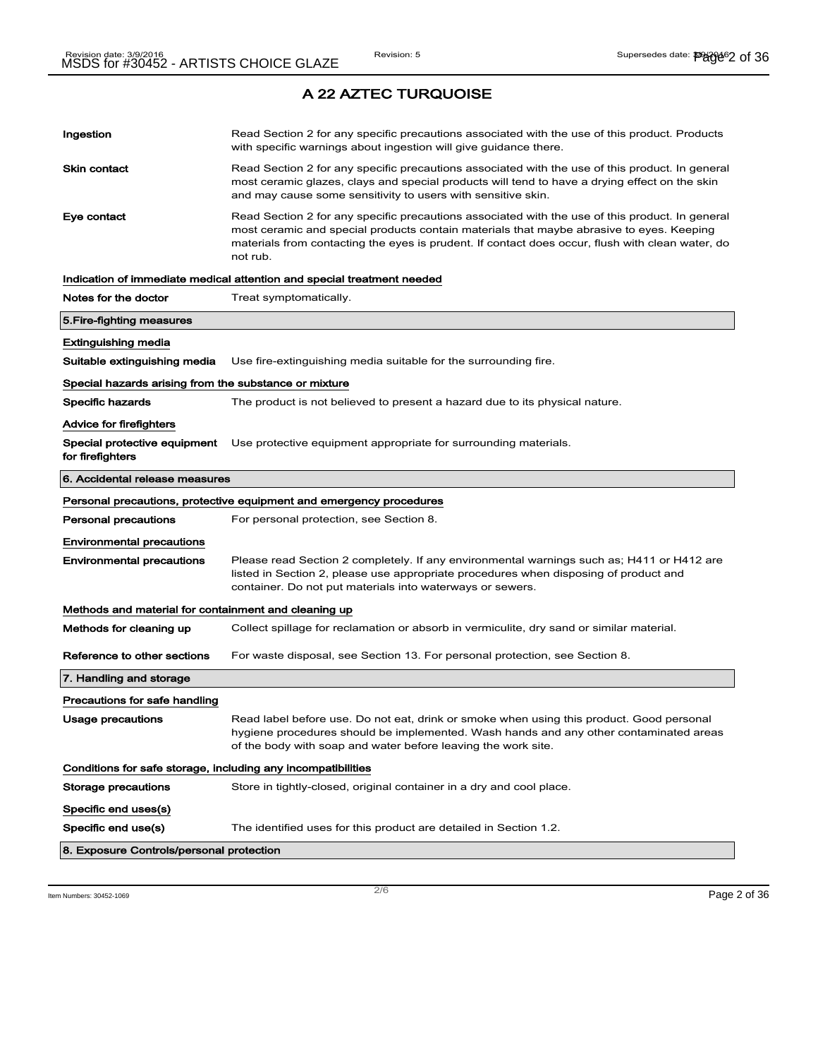## A 22 AZTEC TURQUOISE

**Ingestion** Read Section 2 for any specific precautions associated with the use of this product. Products with specific warnings about ingestion will give guidance there.

**Skin contact** Read Section 2 for any specific precautions associated with the use of this product. In general most ceramic glazes, clays and special products will tend to have a drying effect on the skin and may cause some sensitivity to users with sensitive skin.

**Eye contact** Read Section 2 for any specific precautions associated with the use of this product. In general most ceramic and special products contain materials that maybe abrasive to eyes. Keeping materials from contacting the eyes is prudent. If contact does occur, flush with clean water, do not rub.

**Indication of immediate medical attention and special treatment needed**

**Notes for the doctor** Treat symptomatically.

### 5.Fire-fighting measures

**Extinguishing media**

**Suitable extinguishing media** Use fire-extinguishing media suitable for the surrounding fire.

**Special hazards arising from the substance or mixture**

**Specific hazards** The product is not believed to present a hazard due to its physical nature.

**Advice for firefighters**

**Special protective equipment for firefighters** Use protective equipment appropriate for surrounding materials.

### 6. Accidental release measures

**Personal precautions, protective equipment and emergency procedures**

**Personal precautions** For personal protection, see Section 8.

**Environmental precautions**

**Environmental precautions** Please read Section 2 completely. If any environmental warnings such as; H411 or H412 are listed in Section 2, please use appropriate procedures when disposing of product and container. Do not put materials into waterways or sewers.

**Methods and material for containment and cleaning up**

**Methods for cleaning up** Collect spillage for reclamation or absorb in vermiculite, dry sand or similar material.

**Reference to other sections** For waste disposal, see Section 13. For personal protection, see Section 8.

### 7. Handling and storage

**Precautions for safe handling**

**Usage precautions** Read label before use. Do not eat, drink or smoke when using this product. Good personal hygiene procedures should be implemented. Wash hands and any other contaminated areas of the body with soap and water before leaving the work site.

**Conditions for safe storage, including any incompatibilities**

**Storage precautions** Store in tightly-closed, original container in a dry and cool place.

**Specific end uses(s)**

**Specific end use(s)** The identified uses for this product are detailed in Section 1.2.

### 8. Exposure Controls/personal protection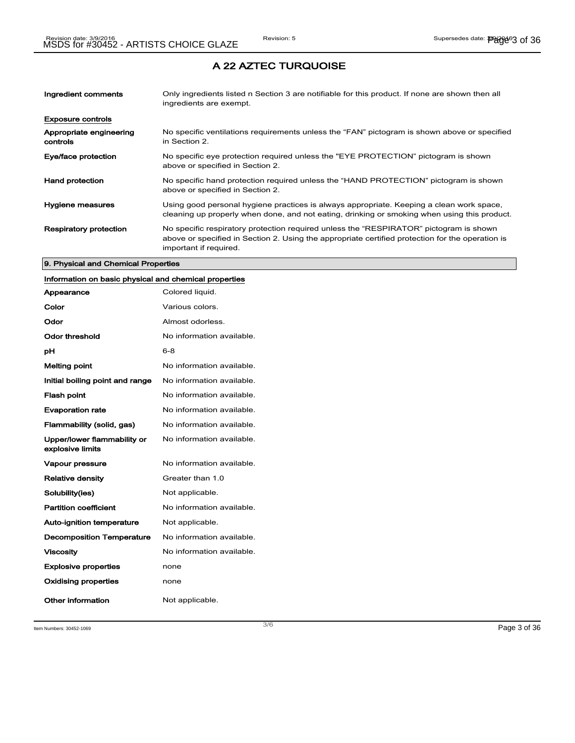# A 22 AZTEC TURQUOISE

| | |
|---|---|
| **Ingredient comments** | Only ingredients listed n Section 3 are notifiable for this product. If none are shown then all ingredients are exempt. |

### Exposure controls

| | |
|---|---|
| **Appropriate engineering controls** | No specific ventilations requirements unless the “FAN” pictogram is shown above or specified in Section 2. |
| **Eye/face protection** | No specific eye protection required unless the "EYE PROTECTION" pictogram is shown above or specified in Section 2. |
| **Hand protection** | No specific hand protection required unless the “HAND PROTECTION” pictogram is shown above or specified in Section 2. |
| **Hygiene measures** | Using good personal hygiene practices is always appropriate. Keeping a clean work space, cleaning up properly when done, and not eating, drinking or smoking when using this product. |
| **Respiratory protection** | No specific respiratory protection required unless the “RESPIRATOR” pictogram is shown above or specified in Section 2. Using the appropriate certified protection for the operation is important if required. |

## 9. Physical and Chemical Properties

### Information on basic physical and chemical properties

| | |
|---|---|
| **Appearance** | Colored liquid. |
| **Color** | Various colors. |
| **Odor** | Almost odorless. |
| **Odor threshold** | No information available. |
| **pH** | 6-8 |
| **Melting point** | No information available. |
| **Initial boiling point and range** | No information available. |
| **Flash point** | No information available. |
| **Evaporation rate** | No information available. |
| **Flammability (solid, gas)** | No information available. |
| **Upper/lower flammability or explosive limits** | No information available. |
| **Vapour pressure** | No information available. |
| **Relative density** | Greater than 1.0 |
| **Solubility(ies)** | Not applicable. |
| **Partition coefficient** | No information available. |
| **Auto-ignition temperature** | Not applicable. |
| **Decomposition Temperature** | No information available. |
| **Viscosity** | No information available. |
| **Explosive properties** | none |
| **Oxidising properties** | none |
| **Other information** | Not applicable. |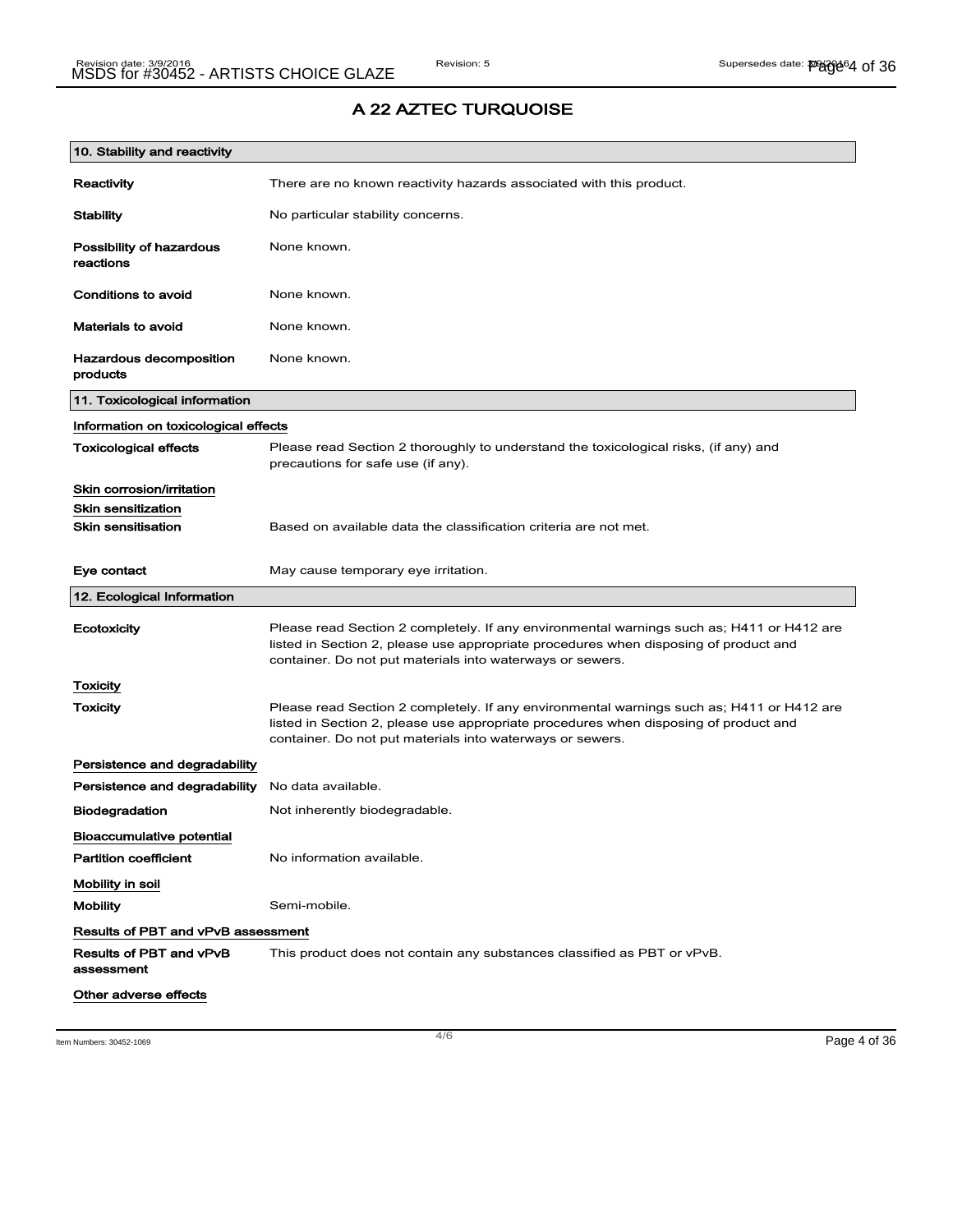## A 22 AZTEC TURQUOISE

### 10. Stability and reactivity

| | |
|---|---|
| **Reactivity** | There are no known reactivity hazards associated with this product. |
| **Stability** | No particular stability concerns. |
| **Possibility of hazardous reactions** | None known. |
| **Conditions to avoid** | None known. |
| **Materials to avoid** | None known. |
| **Hazardous decomposition products** | None known. |

### 11. Toxicological information

**Information on toxicological effects**

| | |
|---|---|
| **Toxicological effects** | Please read Section 2 thoroughly to understand the toxicological risks, (if any) and precautions for safe use (if any). |

**Skin corrosion/irritation**

**Skin sensitization**

| | |
|---|---|
| **Skin sensitisation** | Based on available data the classification criteria are not met. |
| **Eye contact** | May cause temporary eye irritation. |

### 12. Ecological Information

| | |
|---|---|
| **Ecotoxicity** | Please read Section 2 completely. If any environmental warnings such as; H411 or H412 are listed in Section 2, please use appropriate procedures when disposing of product and container. Do not put materials into waterways or sewers. |

**Toxicity**

| | |
|---|---|
| **Toxicity** | Please read Section 2 completely. If any environmental warnings such as; H411 or H412 are listed in Section 2, please use appropriate procedures when disposing of product and container. Do not put materials into waterways or sewers. |

**Persistence and degradability**

| | |
|---|---|
| **Persistence and degradability** | No data available. |
| **Biodegradation** | Not inherently biodegradable. |

**Bioaccumulative potential**

| | |
|---|---|
| **Partition coefficient** | No information available. |

**Mobility in soil**

| | |
|---|---|
| **Mobility** | Semi-mobile. |

**Results of PBT and vPvB assessment**

| | |
|---|---|
| **Results of PBT and vPvB assessment** | This product does not contain any substances classified as PBT or vPvB. |

**Other adverse effects**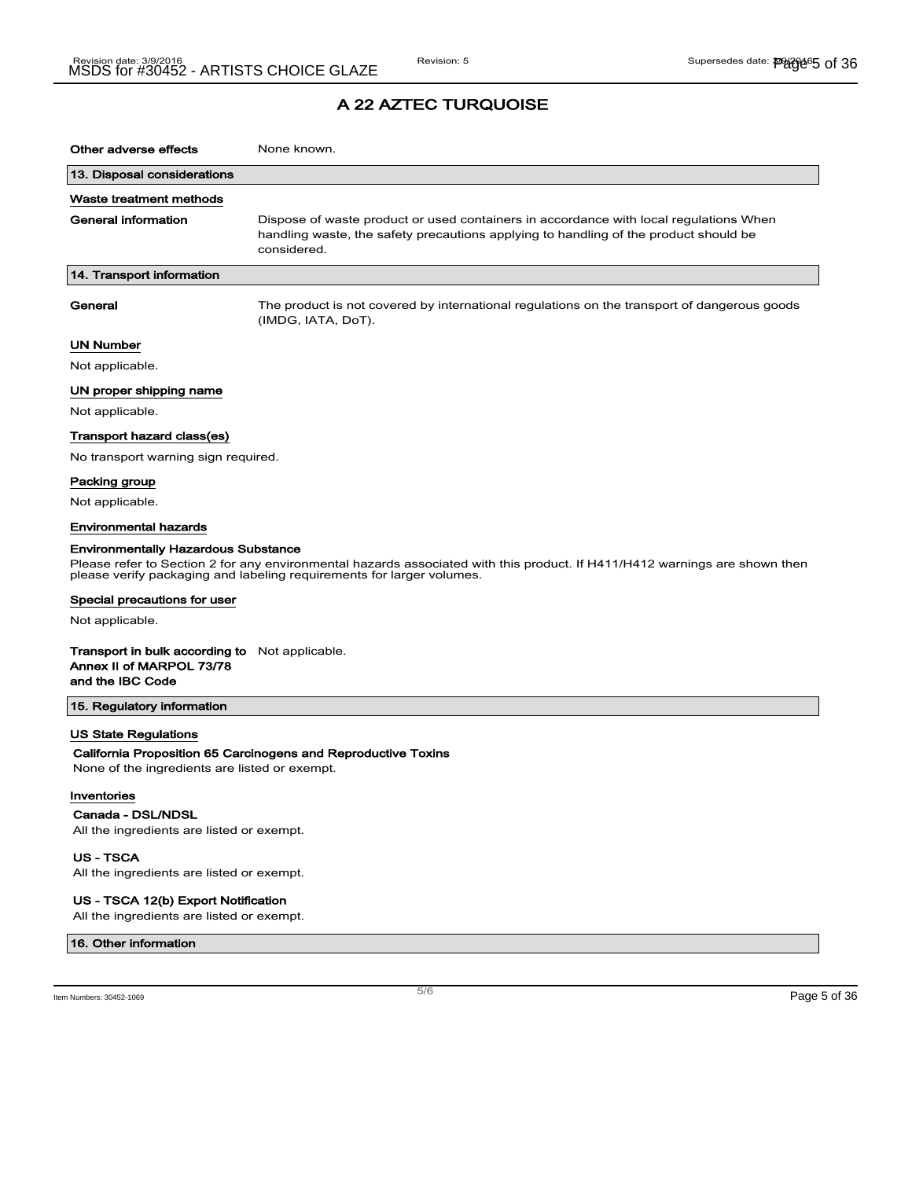# A 22 AZTEC TURQUOISE

**Other adverse effects** None known.

## 13. Disposal considerations

### Waste treatment methods

**General information** Dispose of waste product or used containers in accordance with local regulations When handling waste, the safety precautions applying to handling of the product should be considered.

## 14. Transport information

**General** The product is not covered by international regulations on the transport of dangerous goods (IMDG, IATA, DoT).

### UN Number

Not applicable.

### UN proper shipping name

Not applicable.

### Transport hazard class(es)

No transport warning sign required.

### Packing group

Not applicable.

### Environmental hazards

**Environmentally Hazardous Substance**

Please refer to Section 2 for any environmental hazards associated with this product. If H411/H412 warnings are shown then please verify packaging and labeling requirements for larger volumes.

### Special precautions for user

Not applicable.

**Transport in bulk according to Annex II of MARPOL 73/78 and the IBC Code** Not applicable.

## 15. Regulatory information

### US State Regulations

**California Proposition 65 Carcinogens and Reproductive Toxins**

None of the ingredients are listed or exempt.

### Inventories

**Canada - DSL/NDSL**

All the ingredients are listed or exempt.

**US - TSCA**

All the ingredients are listed or exempt.

**US - TSCA 12(b) Export Notification**

All the ingredients are listed or exempt.

## 16. Other information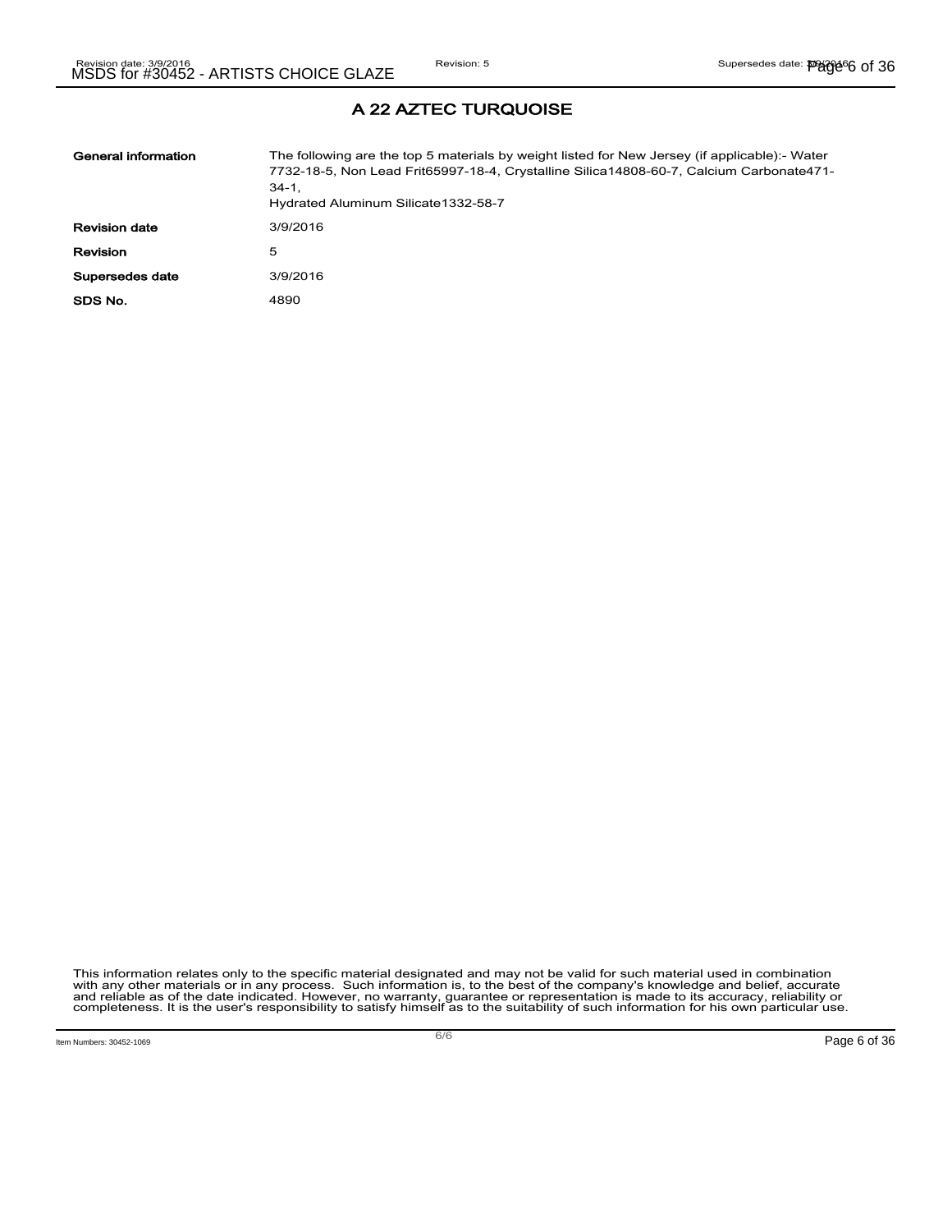# A 22 AZTEC TURQUOISE

| | |
|---|---|
| **General information** | The following are the top 5 materials by weight listed for New Jersey (if applicable):- Water 7732-18-5, Non Lead Frit65997-18-4, Crystalline Silica14808-60-7, Calcium Carbonate471-34-1, Hydrated Aluminum Silicate1332-58-7 |
| **Revision date** | 3/9/2016 |
| **Revision** | 5 |
| **Supersedes date** | 3/9/2016 |
| **SDS No.** | 4890 |

This information relates only to the specific material designated and may not be valid for such material used in combination with any other materials or in any process. Such information is, to the best of the company's knowledge and belief, accurate and reliable as of the date indicated. However, no warranty, guarantee or representation is made to its accuracy, reliability or completeness. It is the user's responsibility to satisfy himself as to the suitability of such information for his own particular use.

Item Numbers: 30452-1069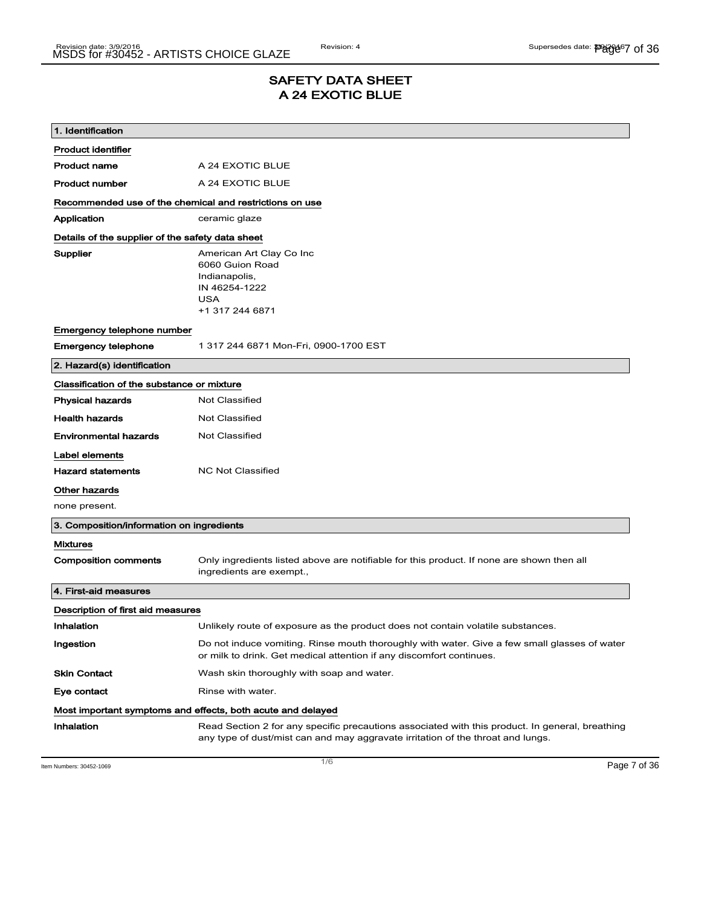# SAFETY DATA SHEET
# A 24 EXOTIC BLUE

## 1. Identification

**Product identifier**

| | |
|---|---|
| **Product name** | A 24 EXOTIC BLUE |
| **Product number** | A 24 EXOTIC BLUE |

**Recommended use of the chemical and restrictions on use**

| | |
|---|---|
| **Application** | ceramic glaze |

**Details of the supplier of the safety data sheet**

**Supplier**
American Art Clay Co Inc
6060 Guion Road
Indianapolis,
IN 46254-1222
USA
+1 317 244 6871

**Emergency telephone number**

| | |
|---|---|
| **Emergency telephone** | 1 317 244 6871 Mon-Fri, 0900-1700 EST |

## 2. Hazard(s) identification

**Classification of the substance or mixture**

| | |
|---|---|
| **Physical hazards** | Not Classified |
| **Health hazards** | Not Classified |
| **Environmental hazards** | Not Classified |

**Label elements**

| | |
|---|---|
| **Hazard statements** | NC Not Classified |

**Other hazards**

none present.

## 3. Composition/information on ingredients

**Mixtures**

| | |
|---|---|
| **Composition comments** | Only ingredients listed above are notifiable for this product. If none are shown then all ingredients are exempt., |

## 4. First-aid measures

**Description of first aid measures**

| | |
|---|---|
| **Inhalation** | Unlikely route of exposure as the product does not contain volatile substances. |
| **Ingestion** | Do not induce vomiting. Rinse mouth thoroughly with water. Give a few small glasses of water or milk to drink. Get medical attention if any discomfort continues. |
| **Skin Contact** | Wash skin thoroughly with soap and water. |
| **Eye contact** | Rinse with water. |

**Most important symptoms and effects, both acute and delayed**

| | |
|---|---|
| **Inhalation** | Read Section 2 for any specific precautions associated with this product. In general, breathing any type of dust/mist can and may aggravate irritation of the throat and lungs. |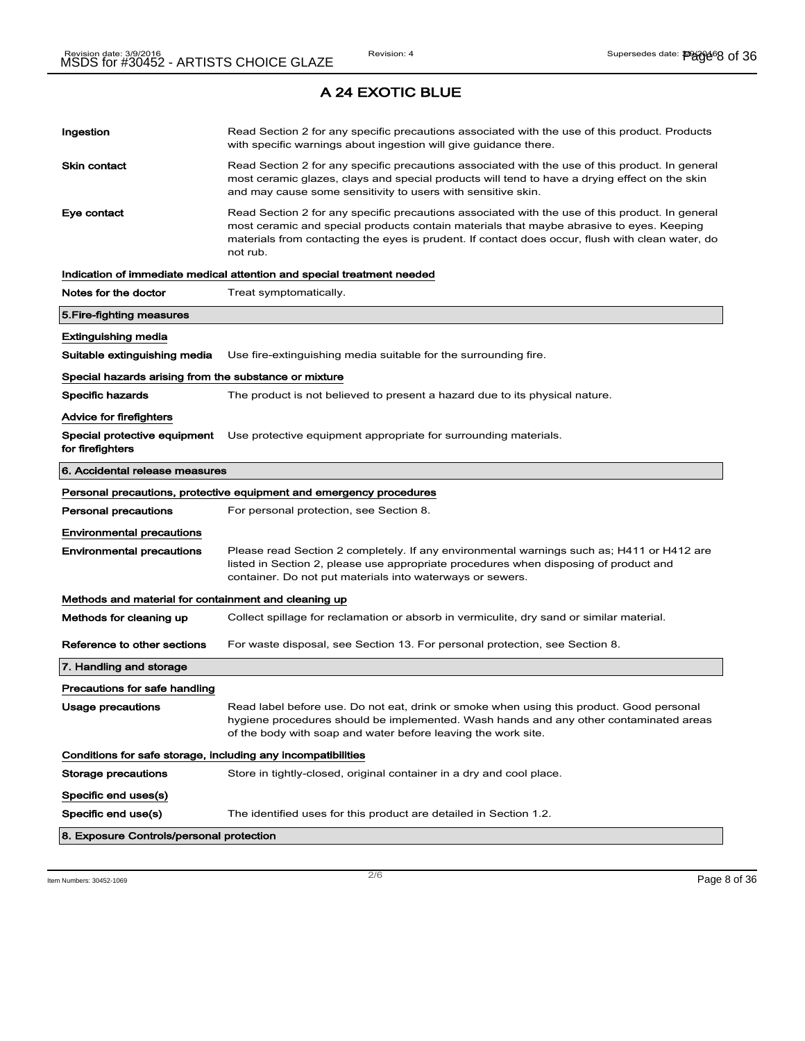# A 24 EXOTIC BLUE

**Ingestion** — Read Section 2 for any specific precautions associated with the use of this product. Products with specific warnings about ingestion will give guidance there.

**Skin contact** — Read Section 2 for any specific precautions associated with the use of this product. In general most ceramic glazes, clays and special products will tend to have a drying effect on the skin and may cause some sensitivity to users with sensitive skin.

**Eye contact** — Read Section 2 for any specific precautions associated with the use of this product. In general most ceramic and special products contain materials that maybe abrasive to eyes. Keeping materials from contacting the eyes is prudent. If contact does occur, flush with clean water, do not rub.

### Indication of immediate medical attention and special treatment needed

**Notes for the doctor** — Treat symptomatically.

## 5.Fire-fighting measures

### Extinguishing media

**Suitable extinguishing media** — Use fire-extinguishing media suitable for the surrounding fire.

### Special hazards arising from the substance or mixture

**Specific hazards** — The product is not believed to present a hazard due to its physical nature.

### Advice for firefighters

**Special protective equipment for firefighters** — Use protective equipment appropriate for surrounding materials.

## 6. Accidental release measures

### Personal precautions, protective equipment and emergency procedures

**Personal precautions** — For personal protection, see Section 8.

### Environmental precautions

**Environmental precautions** — Please read Section 2 completely. If any environmental warnings such as; H411 or H412 are listed in Section 2, please use appropriate procedures when disposing of product and container. Do not put materials into waterways or sewers.

### Methods and material for containment and cleaning up

**Methods for cleaning up** — Collect spillage for reclamation or absorb in vermiculite, dry sand or similar material.

**Reference to other sections** — For waste disposal, see Section 13. For personal protection, see Section 8.

## 7. Handling and storage

### Precautions for safe handling

**Usage precautions** — Read label before use. Do not eat, drink or smoke when using this product. Good personal hygiene procedures should be implemented. Wash hands and any other contaminated areas of the body with soap and water before leaving the work site.

### Conditions for safe storage, including any incompatibilities

**Storage precautions** — Store in tightly-closed, original container in a dry and cool place.

### Specific end uses(s)

**Specific end use(s)** — The identified uses for this product are detailed in Section 1.2.

## 8. Exposure Controls/personal protection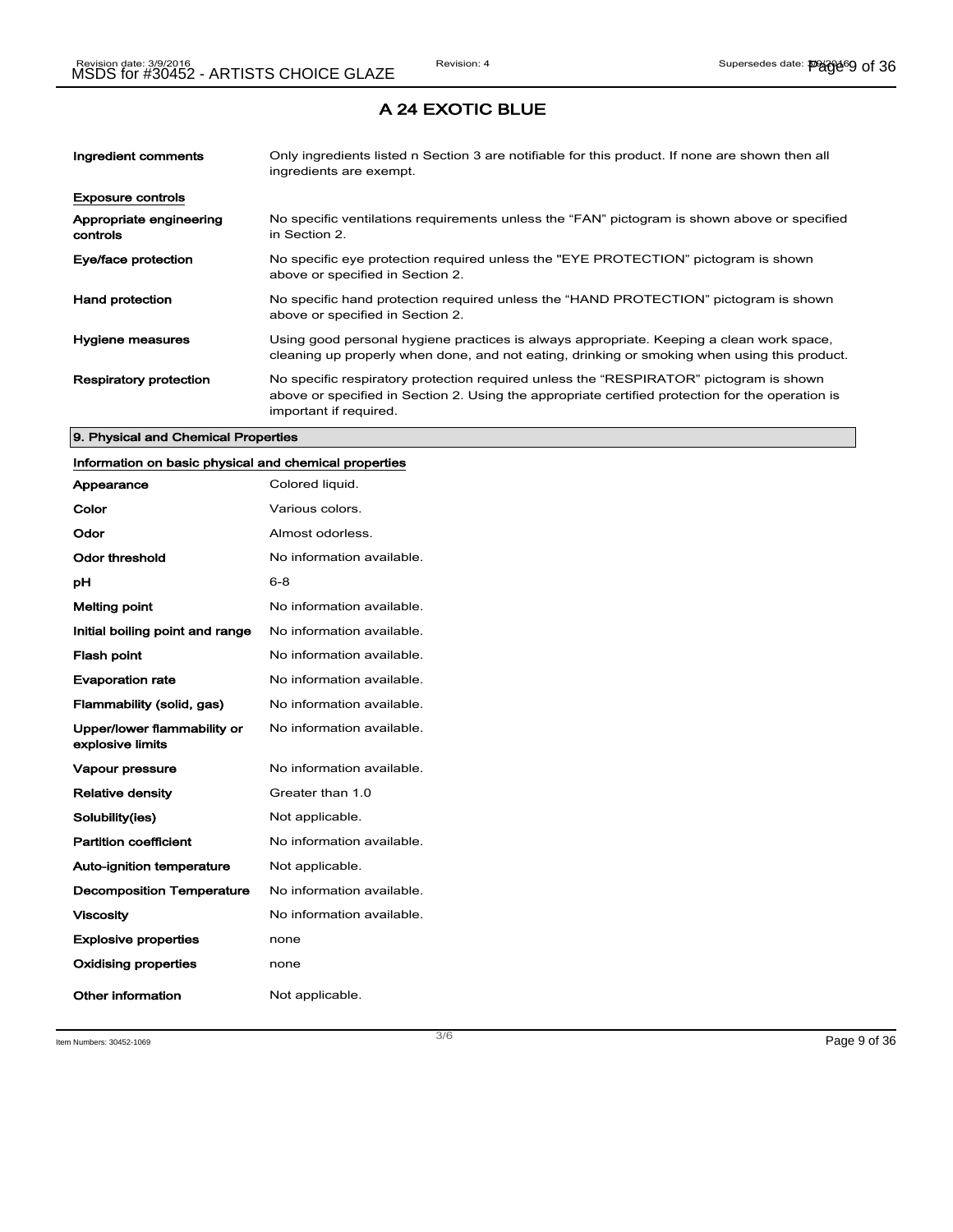# A 24 EXOTIC BLUE

| | |
|---|---|
| **Ingredient comments** | Only ingredients listed n Section 3 are notifiable for this product. If none are shown then all ingredients are exempt. |

**Exposure controls**

| | |
|---|---|
| **Appropriate engineering controls** | No specific ventilations requirements unless the "FAN" pictogram is shown above or specified in Section 2. |
| **Eye/face protection** | No specific eye protection required unless the "EYE PROTECTION" pictogram is shown above or specified in Section 2. |
| **Hand protection** | No specific hand protection required unless the "HAND PROTECTION" pictogram is shown above or specified in Section 2. |
| **Hygiene measures** | Using good personal hygiene practices is always appropriate. Keeping a clean work space, cleaning up properly when done, and not eating, drinking or smoking when using this product. |
| **Respiratory protection** | No specific respiratory protection required unless the "RESPIRATOR" pictogram is shown above or specified in Section 2. Using the appropriate certified protection for the operation is important if required. |

## 9. Physical and Chemical Properties

**Information on basic physical and chemical properties**

| | |
|---|---|
| **Appearance** | Colored liquid. |
| **Color** | Various colors. |
| **Odor** | Almost odorless. |
| **Odor threshold** | No information available. |
| **pH** | 6-8 |
| **Melting point** | No information available. |
| **Initial boiling point and range** | No information available. |
| **Flash point** | No information available. |
| **Evaporation rate** | No information available. |
| **Flammability (solid, gas)** | No information available. |
| **Upper/lower flammability or explosive limits** | No information available. |
| **Vapour pressure** | No information available. |
| **Relative density** | Greater than 1.0 |
| **Solubility(ies)** | Not applicable. |
| **Partition coefficient** | No information available. |
| **Auto-ignition temperature** | Not applicable. |
| **Decomposition Temperature** | No information available. |
| **Viscosity** | No information available. |
| **Explosive properties** | none |
| **Oxidising properties** | none |
| **Other information** | Not applicable. |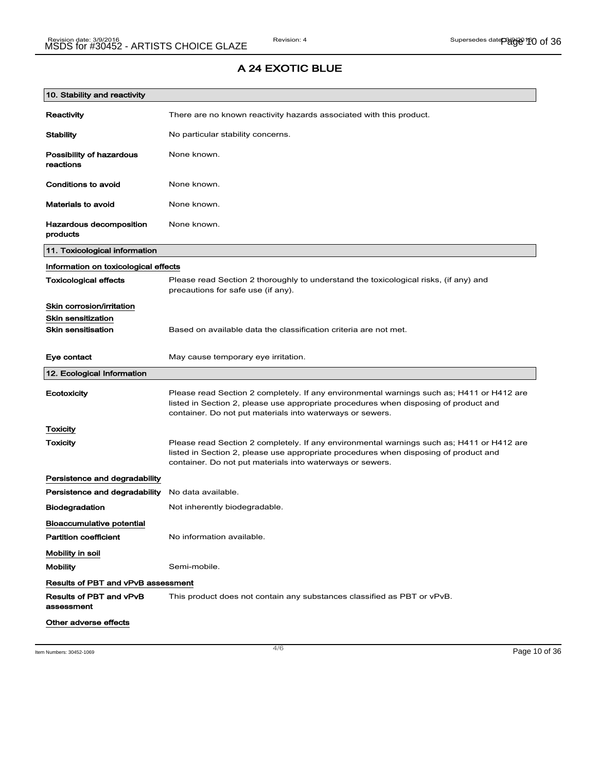# A 24 EXOTIC BLUE

## 10. Stability and reactivity

**Reactivity** There are no known reactivity hazards associated with this product.

**Stability** No particular stability concerns.

**Possibility of hazardous reactions** None known.

**Conditions to avoid** None known.

**Materials to avoid** None known.

**Hazardous decomposition products** None known.

## 11. Toxicological information

### Information on toxicological effects

**Toxicological effects** Please read Section 2 thoroughly to understand the toxicological risks, (if any) and precautions for safe use (if any).

### Skin corrosion/irritation

### Skin sensitization

**Skin sensitisation** Based on available data the classification criteria are not met.

**Eye contact** May cause temporary eye irritation.

## 12. Ecological Information

**Ecotoxicity** Please read Section 2 completely. If any environmental warnings such as; H411 or H412 are listed in Section 2, please use appropriate procedures when disposing of product and container. Do not put materials into waterways or sewers.

### Toxicity

**Toxicity** Please read Section 2 completely. If any environmental warnings such as; H411 or H412 are listed in Section 2, please use appropriate procedures when disposing of product and container. Do not put materials into waterways or sewers.

### Persistence and degradability

**Persistence and degradability** No data available.

**Biodegradation** Not inherently biodegradable.

### Bioaccumulative potential

**Partition coefficient** No information available.

### Mobility in soil

**Mobility** Semi-mobile.

### Results of PBT and vPvB assessment

**Results of PBT and vPvB assessment** This product does not contain any substances classified as PBT or vPvB.

### Other adverse effects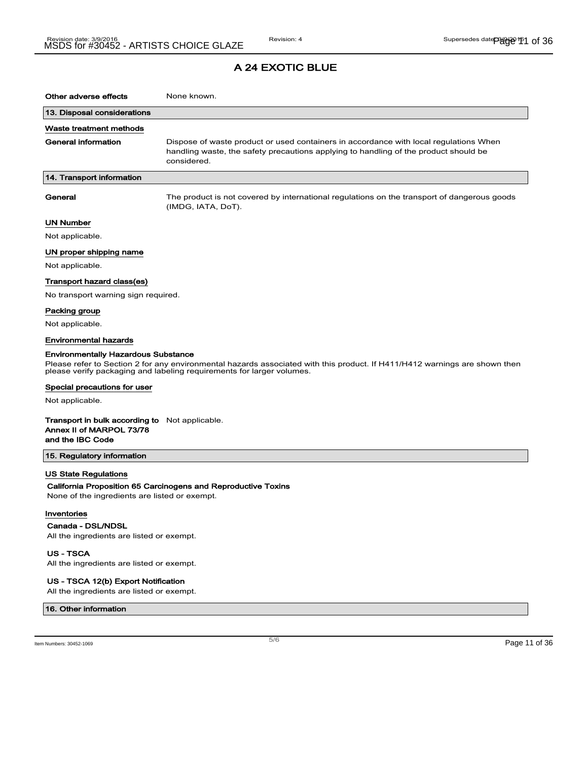# A 24 EXOTIC BLUE

**Other adverse effects** None known.

## 13. Disposal considerations

### Waste treatment methods

**General information** Dispose of waste product or used containers in accordance with local regulations When handling waste, the safety precautions applying to handling of the product should be considered.

## 14. Transport information

**General** The product is not covered by international regulations on the transport of dangerous goods (IMDG, IATA, DoT).

### UN Number

Not applicable.

### UN proper shipping name

Not applicable.

### Transport hazard class(es)

No transport warning sign required.

### Packing group

Not applicable.

### Environmental hazards

**Environmentally Hazardous Substance**

Please refer to Section 2 for any environmental hazards associated with this product. If H411/H412 warnings are shown then please verify packaging and labeling requirements for larger volumes.

### Special precautions for user

Not applicable.

**Transport in bulk according to Annex II of MARPOL 73/78 and the IBC Code** Not applicable.

## 15. Regulatory information

### US State Regulations

**California Proposition 65 Carcinogens and Reproductive Toxins**

None of the ingredients are listed or exempt.

### Inventories

**Canada - DSL/NDSL**

All the ingredients are listed or exempt.

**US - TSCA**

All the ingredients are listed or exempt.

**US - TSCA 12(b) Export Notification**

All the ingredients are listed or exempt.

## 16. Other information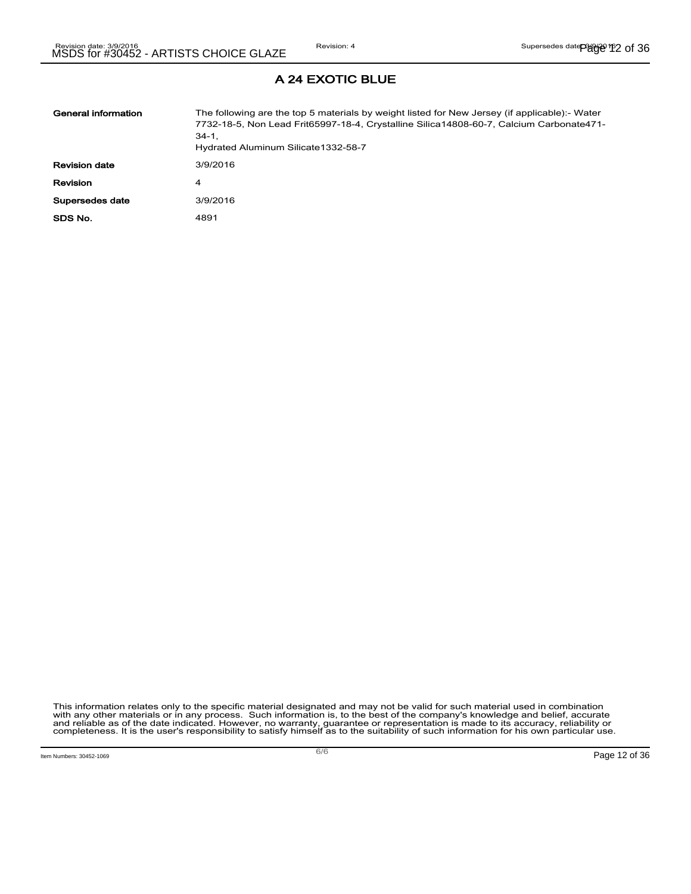## A 24 EXOTIC BLUE

| | |
|---|---|
| **General information** | The following are the top 5 materials by weight listed for New Jersey (if applicable):- Water 7732-18-5, Non Lead Frit65997-18-4, Crystalline Silica14808-60-7, Calcium Carbonate471-34-1, Hydrated Aluminum Silicate1332-58-7 |
| **Revision date** | 3/9/2016 |
| **Revision** | 4 |
| **Supersedes date** | 3/9/2016 |
| **SDS No.** | 4891 |

This information relates only to the specific material designated and may not be valid for such material used in combination with any other materials or in any process. Such information is, to the best of the company's knowledge and belief, accurate and reliable as of the date indicated. However, no warranty, guarantee or representation is made to its accuracy, reliability or completeness. It is the user's responsibility to satisfy himself as to the suitability of such information for his own particular use.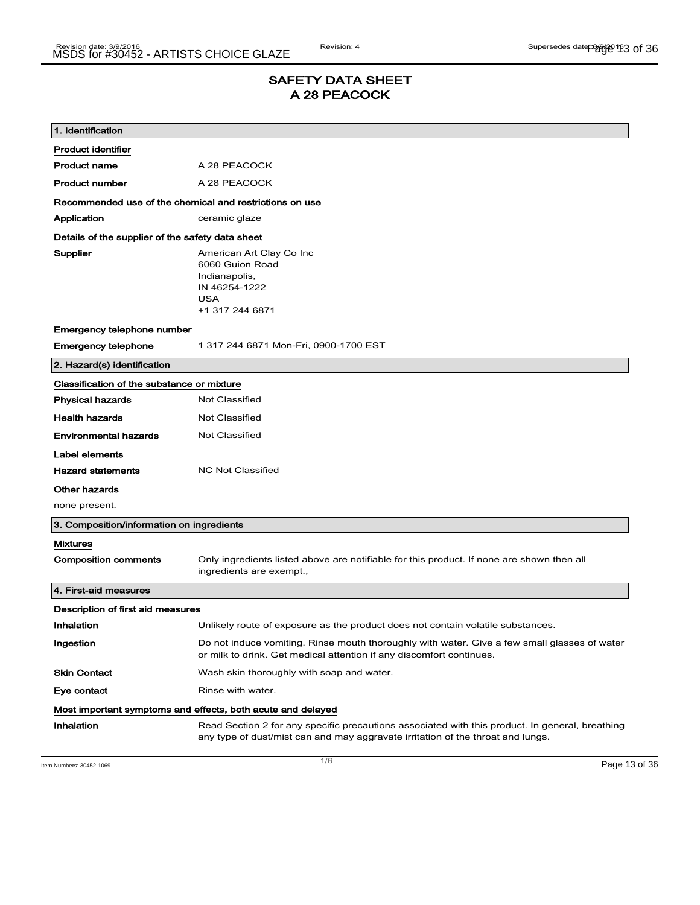# SAFETY DATA SHEET
# A 28 PEACOCK

## 1. Identification

### Product identifier

**Product name** A 28 PEACOCK

**Product number** A 28 PEACOCK

### Recommended use of the chemical and restrictions on use

**Application** ceramic glaze

### Details of the supplier of the safety data sheet

**Supplier**
American Art Clay Co Inc
6060 Guion Road
Indianapolis,
IN 46254-1222
USA
+1 317 244 6871

### Emergency telephone number

**Emergency telephone** 1 317 244 6871 Mon-Fri, 0900-1700 EST

## 2. Hazard(s) identification

### Classification of the substance or mixture

**Physical hazards** Not Classified

**Health hazards** Not Classified

**Environmental hazards** Not Classified

### Label elements

**Hazard statements** NC Not Classified

### Other hazards

none present.

## 3. Composition/information on ingredients

### Mixtures

**Composition comments** Only ingredients listed above are notifiable for this product. If none are shown then all ingredients are exempt.,

## 4. First-aid measures

### Description of first aid measures

**Inhalation** Unlikely route of exposure as the product does not contain volatile substances.

**Ingestion** Do not induce vomiting. Rinse mouth thoroughly with water. Give a few small glasses of water or milk to drink. Get medical attention if any discomfort continues.

**Skin Contact** Wash skin thoroughly with soap and water.

**Eye contact** Rinse with water.

### Most important symptoms and effects, both acute and delayed

**Inhalation** Read Section 2 for any specific precautions associated with this product. In general, breathing any type of dust/mist can and may aggravate irritation of the throat and lungs.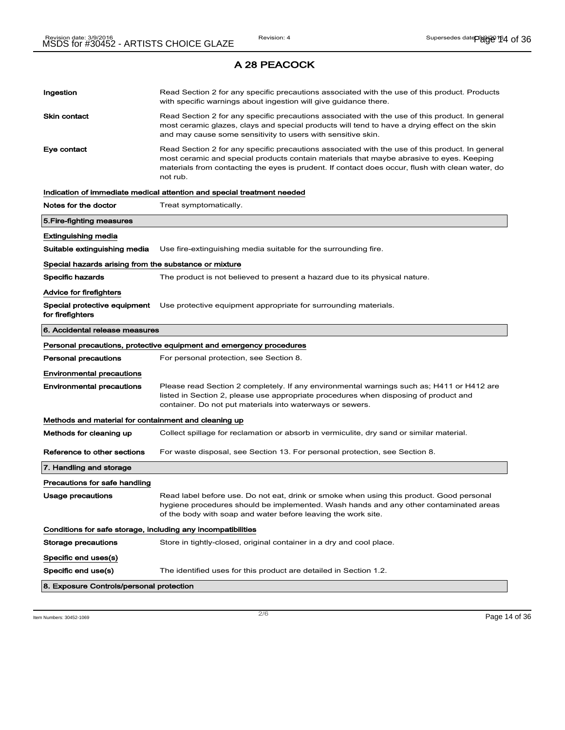# A 28 PEACOCK

**Ingestion** Read Section 2 for any specific precautions associated with the use of this product. Products with specific warnings about ingestion will give guidance there.

**Skin contact** Read Section 2 for any specific precautions associated with the use of this product. In general most ceramic glazes, clays and special products will tend to have a drying effect on the skin and may cause some sensitivity to users with sensitive skin.

**Eye contact** Read Section 2 for any specific precautions associated with the use of this product. In general most ceramic and special products contain materials that maybe abrasive to eyes. Keeping materials from contacting the eyes is prudent. If contact does occur, flush with clean water, do not rub.

**Indication of immediate medical attention and special treatment needed**

**Notes for the doctor** Treat symptomatically.

## 5.Fire-fighting measures

**Extinguishing media**

**Suitable extinguishing media** Use fire-extinguishing media suitable for the surrounding fire.

**Special hazards arising from the substance or mixture**

**Specific hazards** The product is not believed to present a hazard due to its physical nature.

**Advice for firefighters**

**Special protective equipment for firefighters** Use protective equipment appropriate for surrounding materials.

## 6. Accidental release measures

**Personal precautions, protective equipment and emergency procedures**

**Personal precautions** For personal protection, see Section 8.

**Environmental precautions**

**Environmental precautions** Please read Section 2 completely. If any environmental warnings such as; H411 or H412 are listed in Section 2, please use appropriate procedures when disposing of product and container. Do not put materials into waterways or sewers.

**Methods and material for containment and cleaning up**

**Methods for cleaning up** Collect spillage for reclamation or absorb in vermiculite, dry sand or similar material.

**Reference to other sections** For waste disposal, see Section 13. For personal protection, see Section 8.

## 7. Handling and storage

**Precautions for safe handling**

**Usage precautions** Read label before use. Do not eat, drink or smoke when using this product. Good personal hygiene procedures should be implemented. Wash hands and any other contaminated areas of the body with soap and water before leaving the work site.

**Conditions for safe storage, including any incompatibilities**

**Storage precautions** Store in tightly-closed, original container in a dry and cool place.

**Specific end uses(s)**

**Specific end use(s)** The identified uses for this product are detailed in Section 1.2.

## 8. Exposure Controls/personal protection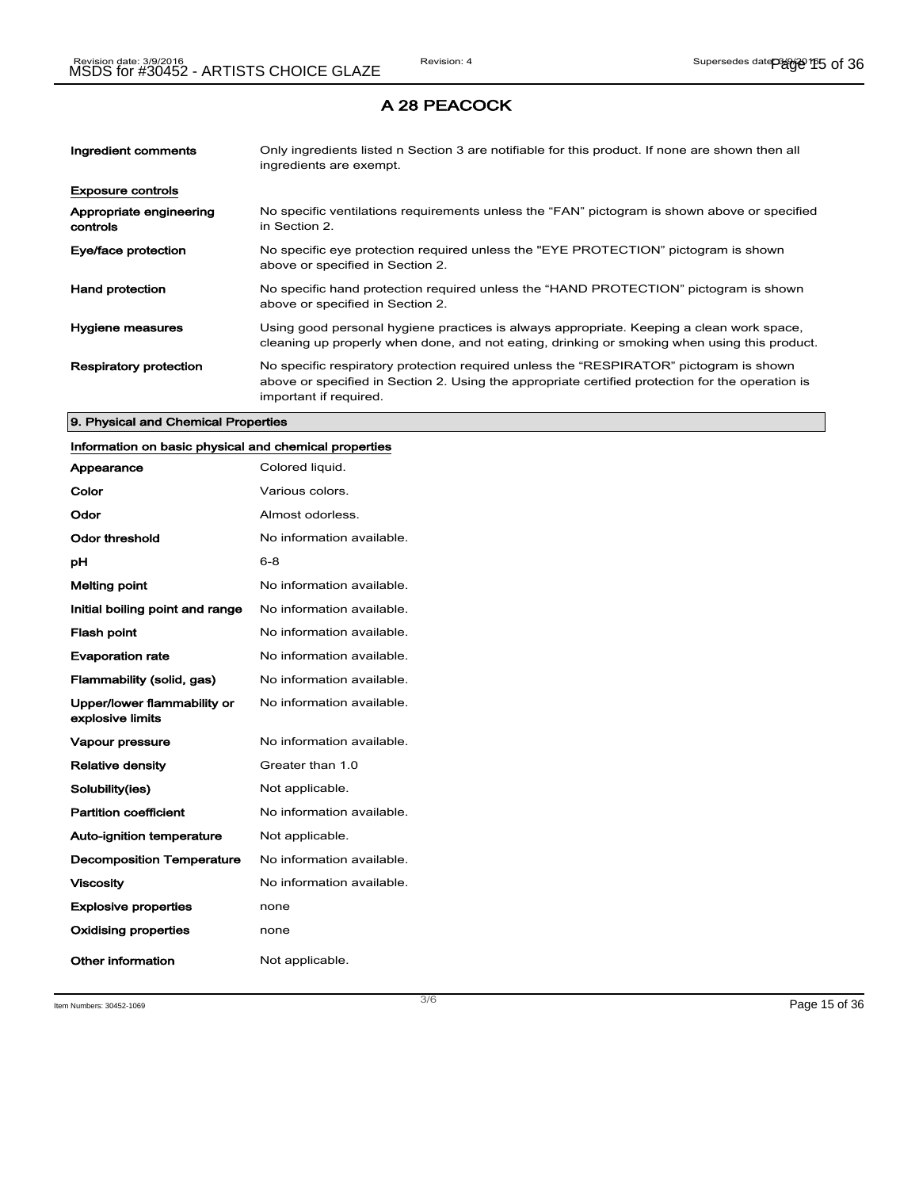# A 28 PEACOCK

| | |
|---|---|
| **Ingredient comments** | Only ingredients listed n Section 3 are notifiable for this product. If none are shown then all ingredients are exempt. |

**Exposure controls**

| | |
|---|---|
| **Appropriate engineering controls** | No specific ventilations requirements unless the “FAN” pictogram is shown above or specified in Section 2. |
| **Eye/face protection** | No specific eye protection required unless the "EYE PROTECTION" pictogram is shown above or specified in Section 2. |
| **Hand protection** | No specific hand protection required unless the “HAND PROTECTION” pictogram is shown above or specified in Section 2. |
| **Hygiene measures** | Using good personal hygiene practices is always appropriate. Keeping a clean work space, cleaning up properly when done, and not eating, drinking or smoking when using this product. |
| **Respiratory protection** | No specific respiratory protection required unless the “RESPIRATOR” pictogram is shown above or specified in Section 2. Using the appropriate certified protection for the operation is important if required. |

## 9. Physical and Chemical Properties

**Information on basic physical and chemical properties**

| | |
|---|---|
| **Appearance** | Colored liquid. |
| **Color** | Various colors. |
| **Odor** | Almost odorless. |
| **Odor threshold** | No information available. |
| **pH** | 6-8 |
| **Melting point** | No information available. |
| **Initial boiling point and range** | No information available. |
| **Flash point** | No information available. |
| **Evaporation rate** | No information available. |
| **Flammability (solid, gas)** | No information available. |
| **Upper/lower flammability or explosive limits** | No information available. |
| **Vapour pressure** | No information available. |
| **Relative density** | Greater than 1.0 |
| **Solubility(ies)** | Not applicable. |
| **Partition coefficient** | No information available. |
| **Auto-ignition temperature** | Not applicable. |
| **Decomposition Temperature** | No information available. |
| **Viscosity** | No information available. |
| **Explosive properties** | none |
| **Oxidising properties** | none |
| **Other information** | Not applicable. |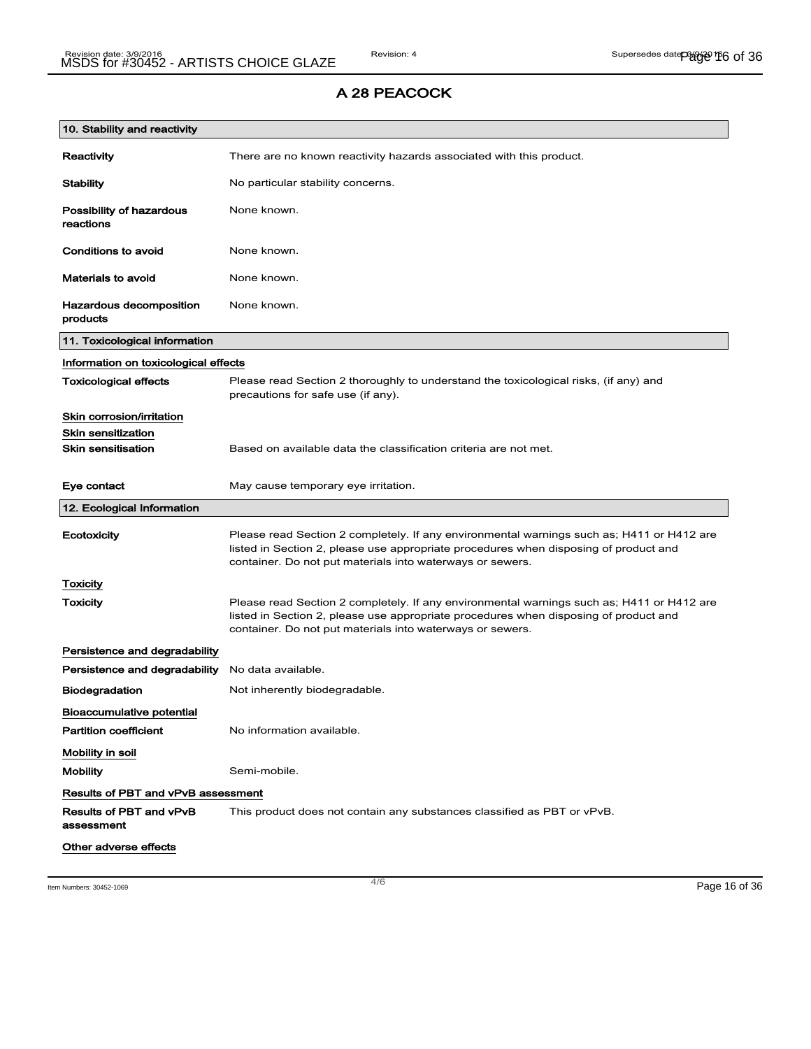# A 28 PEACOCK

## 10. Stability and reactivity

**Reactivity** There are no known reactivity hazards associated with this product.

**Stability** No particular stability concerns.

**Possibility of hazardous reactions** None known.

**Conditions to avoid** None known.

**Materials to avoid** None known.

**Hazardous decomposition products** None known.

## 11. Toxicological information

### Information on toxicological effects

**Toxicological effects** Please read Section 2 thoroughly to understand the toxicological risks, (if any) and precautions for safe use (if any).

### Skin corrosion/irritation

### Skin sensitization

**Skin sensitisation** Based on available data the classification criteria are not met.

**Eye contact** May cause temporary eye irritation.

## 12. Ecological Information

**Ecotoxicity** Please read Section 2 completely. If any environmental warnings such as; H411 or H412 are listed in Section 2, please use appropriate procedures when disposing of product and container. Do not put materials into waterways or sewers.

### Toxicity

**Toxicity** Please read Section 2 completely. If any environmental warnings such as; H411 or H412 are listed in Section 2, please use appropriate procedures when disposing of product and container. Do not put materials into waterways or sewers.

### Persistence and degradability

**Persistence and degradability** No data available.

**Biodegradation** Not inherently biodegradable.

### Bioaccumulative potential

**Partition coefficient** No information available.

### Mobility in soil

**Mobility** Semi-mobile.

### Results of PBT and vPvB assessment

**Results of PBT and vPvB assessment** This product does not contain any substances classified as PBT or vPvB.

### Other adverse effects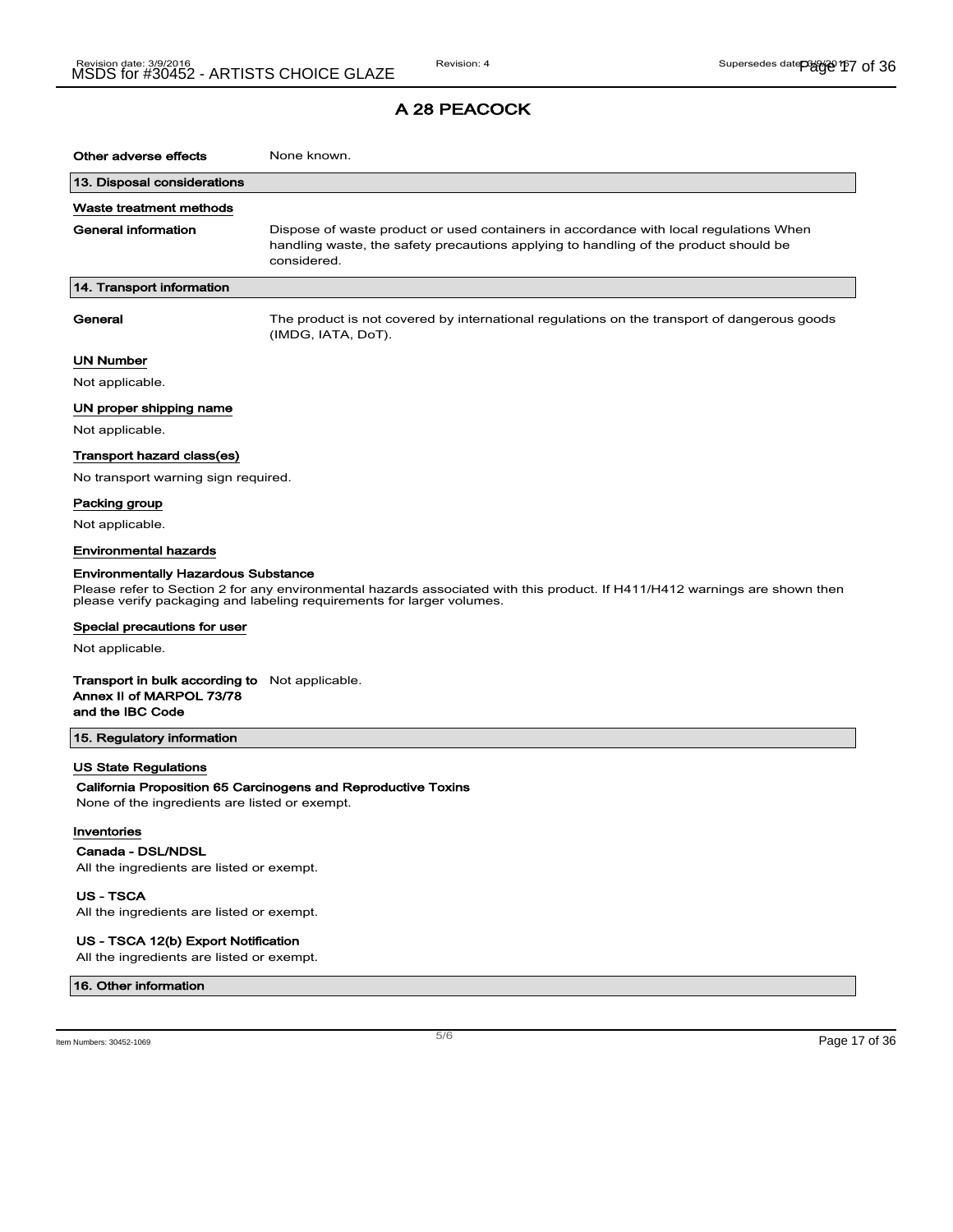# A 28 PEACOCK

**Other adverse effects** None known.

## 13. Disposal considerations

### Waste treatment methods

**General information** Dispose of waste product or used containers in accordance with local regulations When handling waste, the safety precautions applying to handling of the product should be considered.

## 14. Transport information

**General** The product is not covered by international regulations on the transport of dangerous goods (IMDG, IATA, DoT).

### UN Number

Not applicable.

### UN proper shipping name

Not applicable.

### Transport hazard class(es)

No transport warning sign required.

### Packing group

Not applicable.

### Environmental hazards

**Environmentally Hazardous Substance**

Please refer to Section 2 for any environmental hazards associated with this product. If H411/H412 warnings are shown then please verify packaging and labeling requirements for larger volumes.

### Special precautions for user

Not applicable.

**Transport in bulk according to Annex II of MARPOL 73/78 and the IBC Code** Not applicable.

## 15. Regulatory information

### US State Regulations

**California Proposition 65 Carcinogens and Reproductive Toxins**

None of the ingredients are listed or exempt.

### Inventories

**Canada - DSL/NDSL**

All the ingredients are listed or exempt.

**US - TSCA**

All the ingredients are listed or exempt.

**US - TSCA 12(b) Export Notification**

All the ingredients are listed or exempt.

## 16. Other information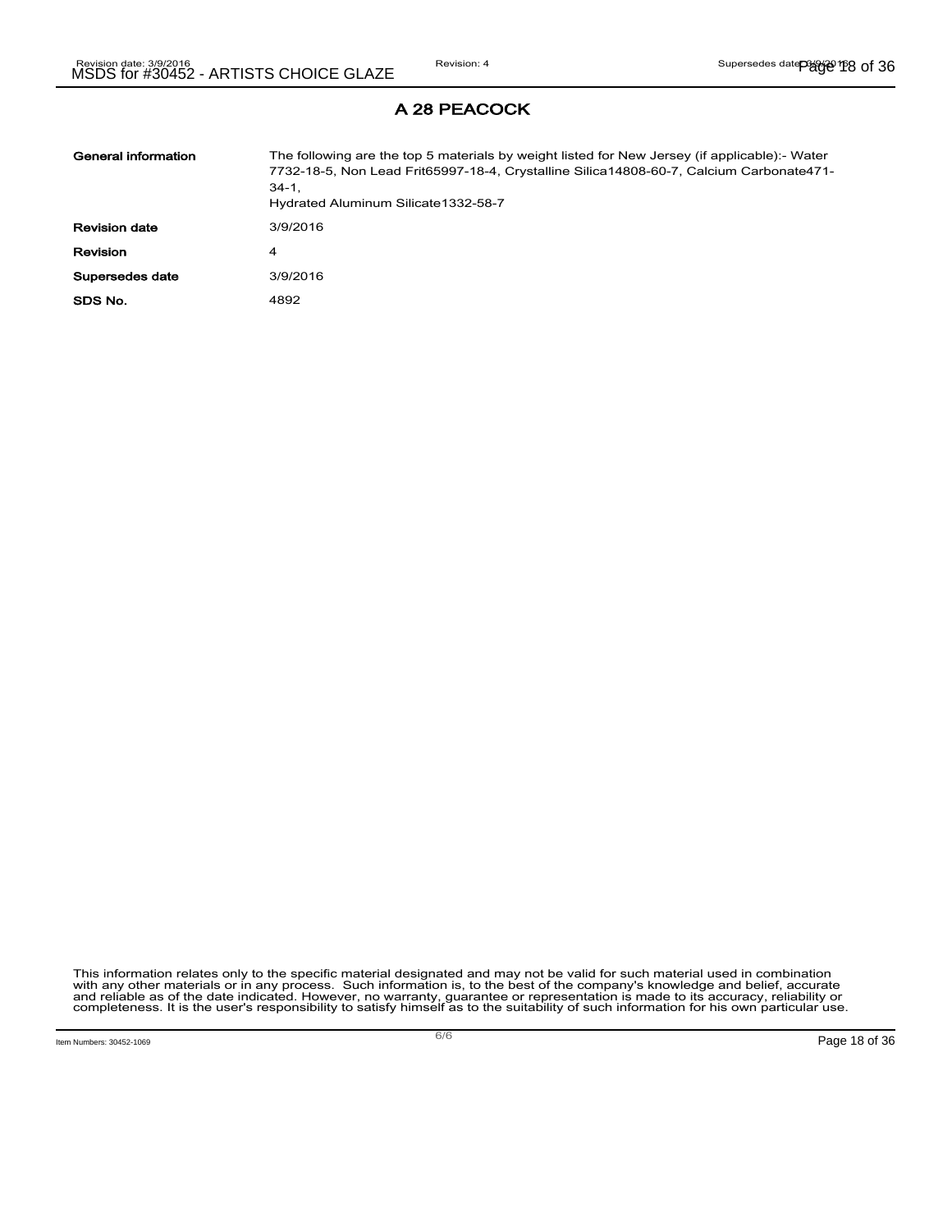# A 28 PEACOCK

| | |
|---|---|
| **General information** | The following are the top 5 materials by weight listed for New Jersey (if applicable):- Water 7732-18-5, Non Lead Frit65997-18-4, Crystalline Silica14808-60-7, Calcium Carbonate471-34-1, Hydrated Aluminum Silicate1332-58-7 |
| **Revision date** | 3/9/2016 |
| **Revision** | 4 |
| **Supersedes date** | 3/9/2016 |
| **SDS No.** | 4892 |

This information relates only to the specific material designated and may not be valid for such material used in combination with any other materials or in any process. Such information is, to the best of the company's knowledge and belief, accurate and reliable as of the date indicated. However, no warranty, guarantee or representation is made to its accuracy, reliability or completeness. It is the user's responsibility to satisfy himself as to the suitability of such information for his own particular use.

Item Numbers: 30452-1069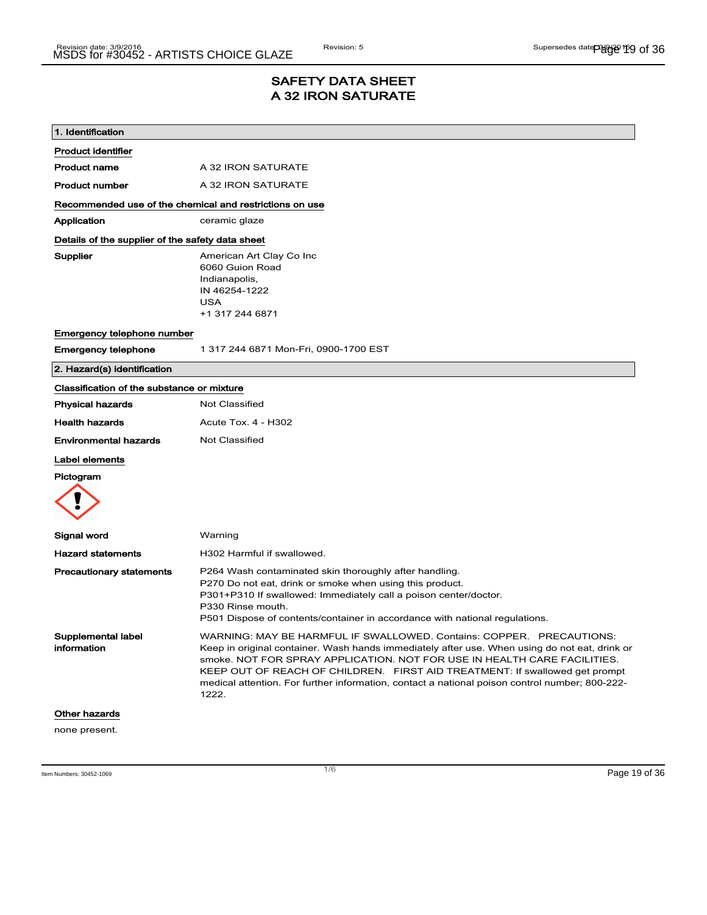# SAFETY DATA SHEET
# A 32 IRON SATURATE

## 1. Identification

**Product identifier**

| | |
|---|---|
| **Product name** | A 32 IRON SATURATE |
| **Product number** | A 32 IRON SATURATE |

**Recommended use of the chemical and restrictions on use**

| | |
|---|---|
| **Application** | ceramic glaze |

**Details of the supplier of the safety data sheet**

| | |
|---|---|
| **Supplier** | American Art Clay Co Inc<br>6060 Guion Road<br>Indianapolis,<br>IN 46254-1222<br>USA<br>+1 317 244 6871 |

**Emergency telephone number**

| | |
|---|---|
| **Emergency telephone** | 1 317 244 6871 Mon-Fri, 0900-1700 EST |

## 2. Hazard(s) identification

**Classification of the substance or mixture**

| | |
|---|---|
| **Physical hazards** | Not Classified |
| **Health hazards** | Acute Tox. 4 - H302 |
| **Environmental hazards** | Not Classified |

**Label elements**

**Pictogram**

| | |
|---|---|
| **Signal word** | Warning |
| **Hazard statements** | H302 Harmful if swallowed. |
| **Precautionary statements** | P264 Wash contaminated skin thoroughly after handling.<br>P270 Do not eat, drink or smoke when using this product.<br>P301+P310 If swallowed: Immediately call a poison center/doctor.<br>P330 Rinse mouth.<br>P501 Dispose of contents/container in accordance with national regulations. |
| **Supplemental label information** | WARNING: MAY BE HARMFUL IF SWALLOWED. Contains: COPPER. PRECAUTIONS: Keep in original container. Wash hands immediately after use. When using do not eat, drink or smoke. NOT FOR SPRAY APPLICATION. NOT FOR USE IN HEALTH CARE FACILITIES. KEEP OUT OF REACH OF CHILDREN. FIRST AID TREATMENT: If swallowed get prompt medical attention. For further information, contact a national poison control number; 800-222-1222. |

**Other hazards**

none present.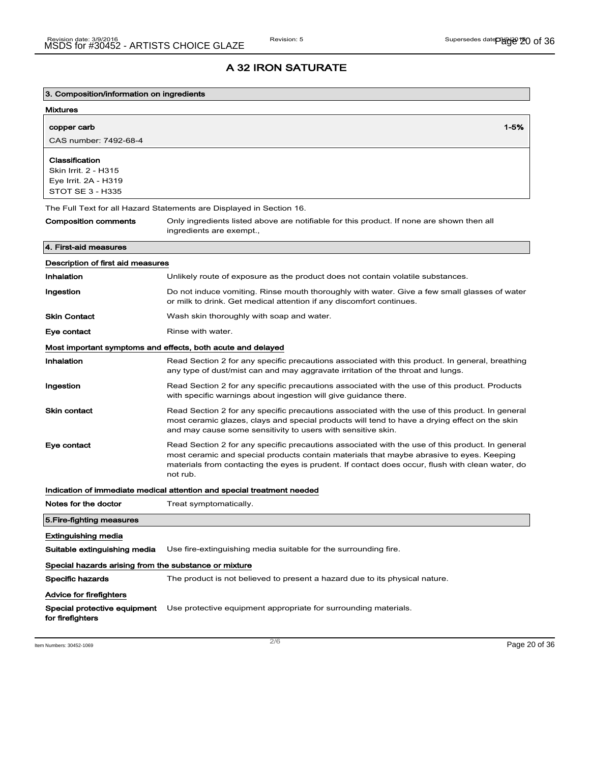# A 32 IRON SATURATE

## 3. Composition/information on ingredients

### Mixtures

| copper carb | 1-5% |
|---|---|
| CAS number: 7492-68-4 | |

**Classification**
Skin Irrit. 2 - H315
Eye Irrit. 2A - H319
STOT SE 3 - H335

The Full Text for all Hazard Statements are Displayed in Section 16.

**Composition comments** Only ingredients listed above are notifiable for this product. If none are shown then all ingredients are exempt.,

## 4. First-aid measures

### Description of first aid measures

**Inhalation** Unlikely route of exposure as the product does not contain volatile substances.

**Ingestion** Do not induce vomiting. Rinse mouth thoroughly with water. Give a few small glasses of water or milk to drink. Get medical attention if any discomfort continues.

**Skin Contact** Wash skin thoroughly with soap and water.

**Eye contact** Rinse with water.

### Most important symptoms and effects, both acute and delayed

**Inhalation** Read Section 2 for any specific precautions associated with this product. In general, breathing any type of dust/mist can and may aggravate irritation of the throat and lungs.

**Ingestion** Read Section 2 for any specific precautions associated with the use of this product. Products with specific warnings about ingestion will give guidance there.

**Skin contact** Read Section 2 for any specific precautions associated with the use of this product. In general most ceramic glazes, clays and special products will tend to have a drying effect on the skin and may cause some sensitivity to users with sensitive skin.

**Eye contact** Read Section 2 for any specific precautions associated with the use of this product. In general most ceramic and special products contain materials that maybe abrasive to eyes. Keeping materials from contacting the eyes is prudent. If contact does occur, flush with clean water, do not rub.

### Indication of immediate medical attention and special treatment needed

**Notes for the doctor** Treat symptomatically.

## 5.Fire-fighting measures

### Extinguishing media

**Suitable extinguishing media** Use fire-extinguishing media suitable for the surrounding fire.

### Special hazards arising from the substance or mixture

**Specific hazards** The product is not believed to present a hazard due to its physical nature.

### Advice for firefighters

**Special protective equipment for firefighters** Use protective equipment appropriate for surrounding materials.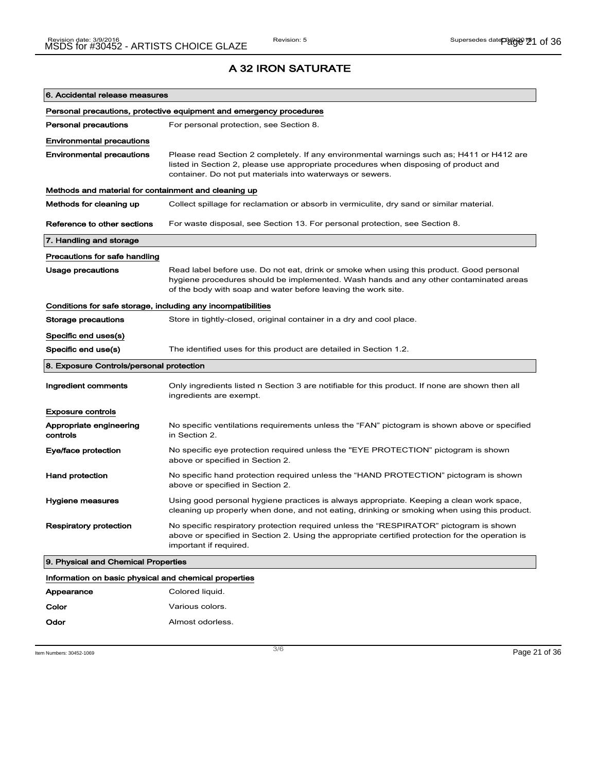# A 32 IRON SATURATE

## 6. Accidental release measures

### Personal precautions, protective equipment and emergency procedures

| | |
|---|---|
| **Personal precautions** | For personal protection, see Section 8. |

### Environmental precautions

| | |
|---|---|
| **Environmental precautions** | Please read Section 2 completely. If any environmental warnings such as; H411 or H412 are listed in Section 2, please use appropriate procedures when disposing of product and container. Do not put materials into waterways or sewers. |

### Methods and material for containment and cleaning up

| | |
|---|---|
| **Methods for cleaning up** | Collect spillage for reclamation or absorb in vermiculite, dry sand or similar material. |
| **Reference to other sections** | For waste disposal, see Section 13. For personal protection, see Section 8. |

## 7. Handling and storage

### Precautions for safe handling

| | |
|---|---|
| **Usage precautions** | Read label before use. Do not eat, drink or smoke when using this product. Good personal hygiene procedures should be implemented. Wash hands and any other contaminated areas of the body with soap and water before leaving the work site. |

### Conditions for safe storage, including any incompatibilities

| | |
|---|---|
| **Storage precautions** | Store in tightly-closed, original container in a dry and cool place. |

### Specific end uses(s)

| | |
|---|---|
| **Specific end use(s)** | The identified uses for this product are detailed in Section 1.2. |

## 8. Exposure Controls/personal protection

| | |
|---|---|
| **Ingredient comments** | Only ingredients listed n Section 3 are notifiable for this product. If none are shown then all ingredients are exempt. |

### Exposure controls

| | |
|---|---|
| **Appropriate engineering controls** | No specific ventilations requirements unless the "FAN" pictogram is shown above or specified in Section 2. |
| **Eye/face protection** | No specific eye protection required unless the "EYE PROTECTION" pictogram is shown above or specified in Section 2. |
| **Hand protection** | No specific hand protection required unless the "HAND PROTECTION" pictogram is shown above or specified in Section 2. |
| **Hygiene measures** | Using good personal hygiene practices is always appropriate. Keeping a clean work space, cleaning up properly when done, and not eating, drinking or smoking when using this product. |
| **Respiratory protection** | No specific respiratory protection required unless the "RESPIRATOR" pictogram is shown above or specified in Section 2. Using the appropriate certified protection for the operation is important if required. |

## 9. Physical and Chemical Properties

### Information on basic physical and chemical properties

| | |
|---|---|
| **Appearance** | Colored liquid. |
| **Color** | Various colors. |
| **Odor** | Almost odorless. |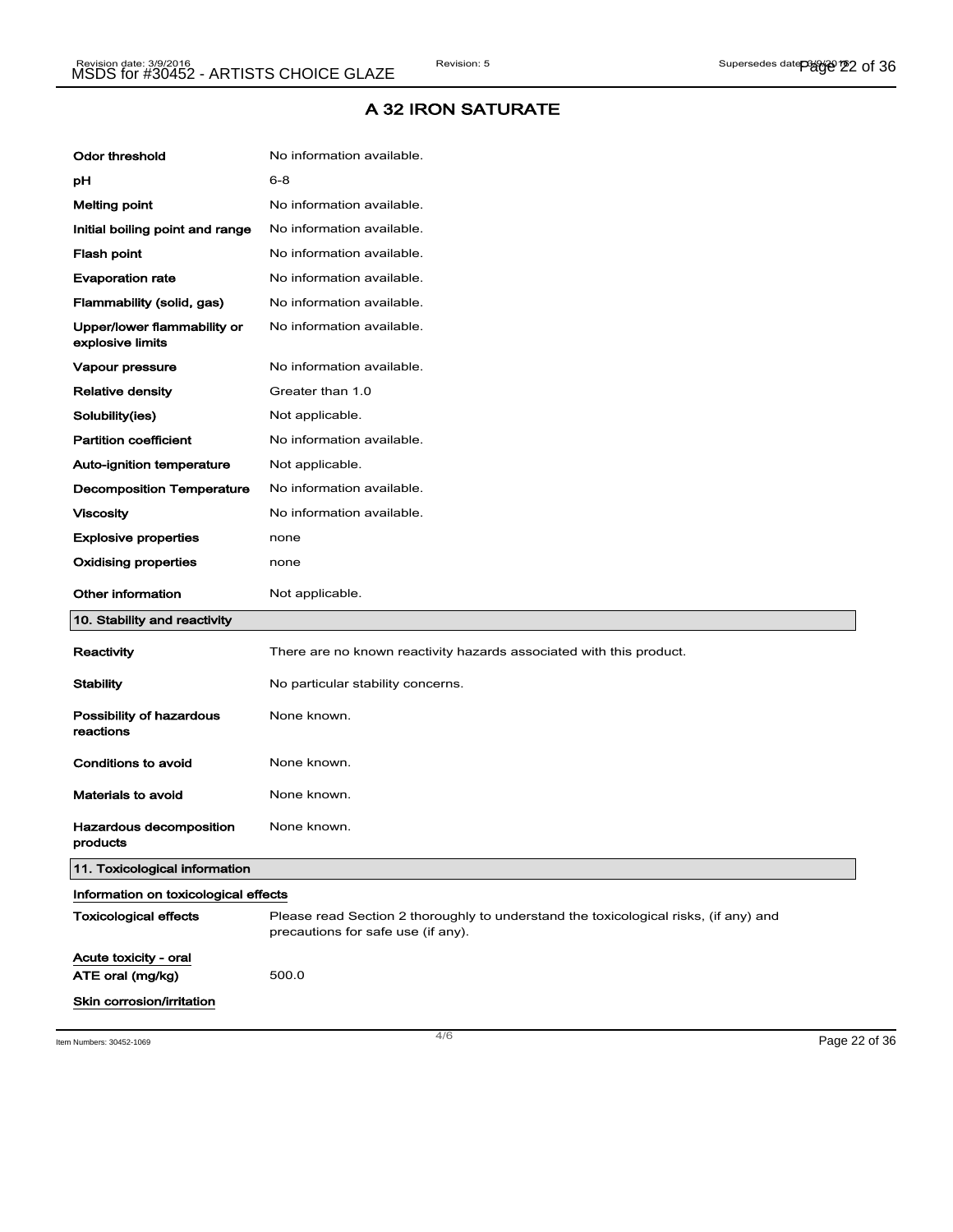## A 32 IRON SATURATE

| | |
|---|---|
| **Odor threshold** | No information available. |
| **pH** | 6-8 |
| **Melting point** | No information available. |
| **Initial boiling point and range** | No information available. |
| **Flash point** | No information available. |
| **Evaporation rate** | No information available. |
| **Flammability (solid, gas)** | No information available. |
| **Upper/lower flammability or explosive limits** | No information available. |
| **Vapour pressure** | No information available. |
| **Relative density** | Greater than 1.0 |
| **Solubility(ies)** | Not applicable. |
| **Partition coefficient** | No information available. |
| **Auto-ignition temperature** | Not applicable. |
| **Decomposition Temperature** | No information available. |
| **Viscosity** | No information available. |
| **Explosive properties** | none |
| **Oxidising properties** | none |
| **Other information** | Not applicable. |

### 10. Stability and reactivity

| | |
|---|---|
| **Reactivity** | There are no known reactivity hazards associated with this product. |
| **Stability** | No particular stability concerns. |
| **Possibility of hazardous reactions** | None known. |
| **Conditions to avoid** | None known. |
| **Materials to avoid** | None known. |
| **Hazardous decomposition products** | None known. |

### 11. Toxicological information

**Information on toxicological effects**

| | |
|---|---|
| **Toxicological effects** | Please read Section 2 thoroughly to understand the toxicological risks, (if any) and precautions for safe use (if any). |

**Acute toxicity - oral**

| | |
|---|---|
| **ATE oral (mg/kg)** | 500.0 |

**Skin corrosion/irritation**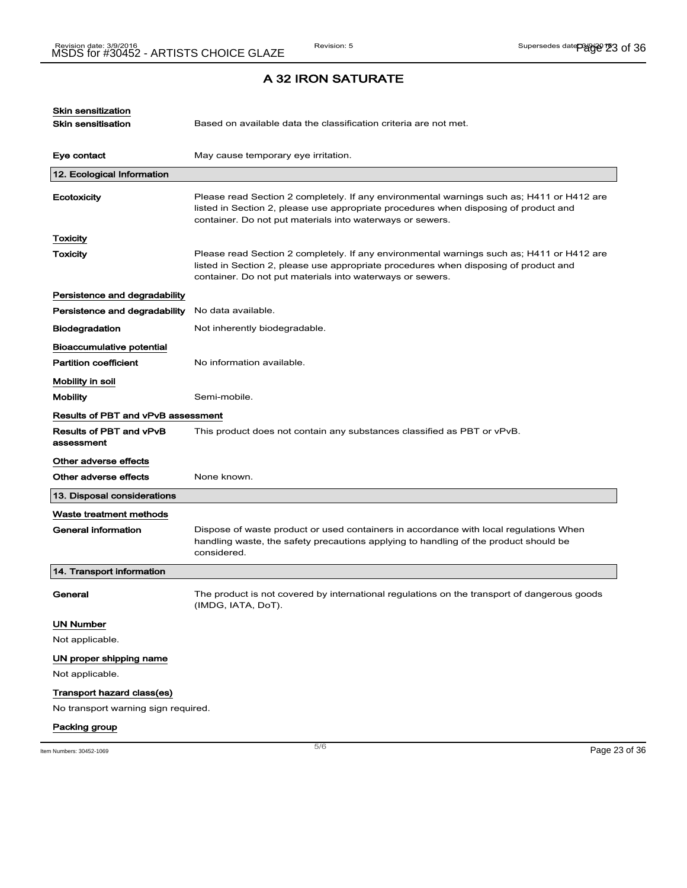## A 32 IRON SATURATE

**Skin sensitization**

| | |
|---|---|
| **Skin sensitisation** | Based on available data the classification criteria are not met. |
| **Eye contact** | May cause temporary eye irritation. |

### 12. Ecological Information

| | |
|---|---|
| **Ecotoxicity** | Please read Section 2 completely. If any environmental warnings such as; H411 or H412 are listed in Section 2, please use appropriate procedures when disposing of product and container. Do not put materials into waterways or sewers. |

**Toxicity**

| | |
|---|---|
| **Toxicity** | Please read Section 2 completely. If any environmental warnings such as; H411 or H412 are listed in Section 2, please use appropriate procedures when disposing of product and container. Do not put materials into waterways or sewers. |

**Persistence and degradability**

| | |
|---|---|
| **Persistence and degradability** | No data available. |
| **Biodegradation** | Not inherently biodegradable. |

**Bioaccumulative potential**

| | |
|---|---|
| **Partition coefficient** | No information available. |

**Mobility in soil**

| | |
|---|---|
| **Mobility** | Semi-mobile. |

**Results of PBT and vPvB assessment**

| | |
|---|---|
| **Results of PBT and vPvB assessment** | This product does not contain any substances classified as PBT or vPvB. |

**Other adverse effects**

| | |
|---|---|
| **Other adverse effects** | None known. |

### 13. Disposal considerations

**Waste treatment methods**

| | |
|---|---|
| **General information** | Dispose of waste product or used containers in accordance with local regulations When handling waste, the safety precautions applying to handling of the product should be considered. |

### 14. Transport information

| | |
|---|---|
| **General** | The product is not covered by international regulations on the transport of dangerous goods (IMDG, IATA, DoT). |

**UN Number**

Not applicable.

**UN proper shipping name**

Not applicable.

**Transport hazard class(es)**

No transport warning sign required.

**Packing group**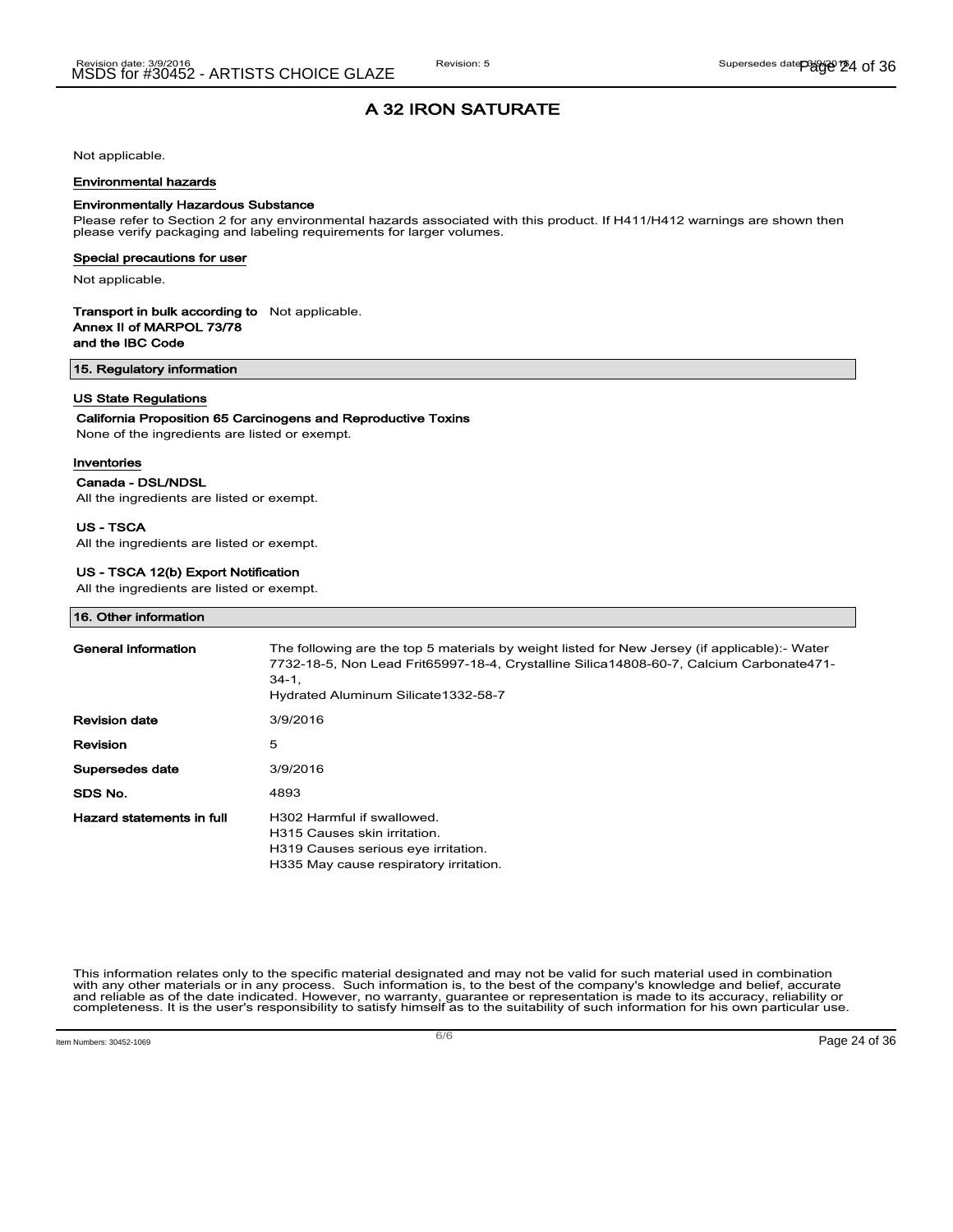# A 32 IRON SATURATE

Not applicable.

**Environmental hazards**

**Environmentally Hazardous Substance**

Please refer to Section 2 for any environmental hazards associated with this product. If H411/H412 warnings are shown then please verify packaging and labeling requirements for larger volumes.

**Special precautions for user**

Not applicable.

**Transport in bulk according to Annex II of MARPOL 73/78 and the IBC Code** Not applicable.

## 15. Regulatory information

**US State Regulations**

**California Proposition 65 Carcinogens and Reproductive Toxins**

None of the ingredients are listed or exempt.

**Inventories**

**Canada - DSL/NDSL**

All the ingredients are listed or exempt.

**US - TSCA**

All the ingredients are listed or exempt.

**US - TSCA 12(b) Export Notification**

All the ingredients are listed or exempt.

## 16. Other information

| | |
|---|---|
| **General information** | The following are the top 5 materials by weight listed for New Jersey (if applicable):- Water 7732-18-5, Non Lead Frit65997-18-4, Crystalline Silica14808-60-7, Calcium Carbonate471-34-1, Hydrated Aluminum Silicate1332-58-7 |
| **Revision date** | 3/9/2016 |
| **Revision** | 5 |
| **Supersedes date** | 3/9/2016 |
| **SDS No.** | 4893 |
| **Hazard statements in full** | H302 Harmful if swallowed.<br>H315 Causes skin irritation.<br>H319 Causes serious eye irritation.<br>H335 May cause respiratory irritation. |

This information relates only to the specific material designated and may not be valid for such material used in combination with any other materials or in any process. Such information is, to the best of the company's knowledge and belief, accurate and reliable as of the date indicated. However, no warranty, guarantee or representation is made to its accuracy, reliability or completeness. It is the user's responsibility to satisfy himself as to the suitability of such information for his own particular use.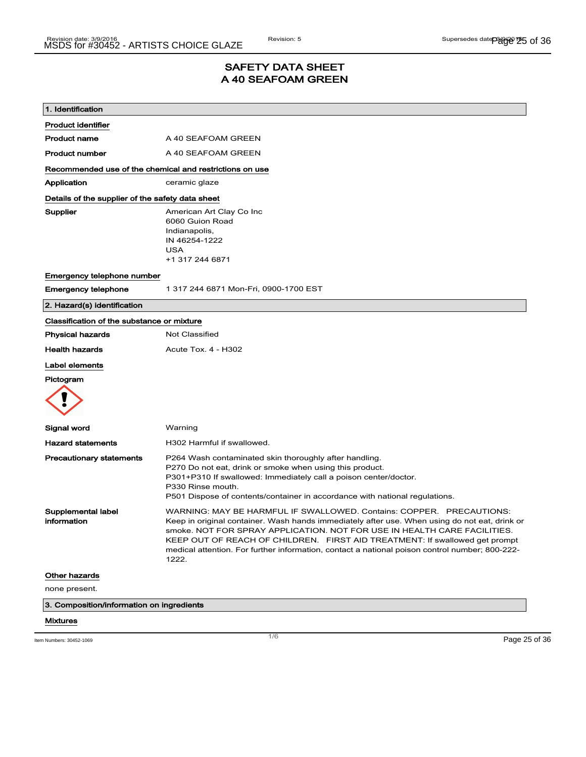# SAFETY DATA SHEET
# A 40 SEAFOAM GREEN

## 1. Identification

**Product identifier**

**Product name** A 40 SEAFOAM GREEN

**Product number** A 40 SEAFOAM GREEN

**Recommended use of the chemical and restrictions on use**

**Application** ceramic glaze

**Details of the supplier of the safety data sheet**

**Supplier**
American Art Clay Co Inc
6060 Guion Road
Indianapolis,
IN 46254-1222
USA
+1 317 244 6871

**Emergency telephone number**

**Emergency telephone** 1 317 244 6871 Mon-Fri, 0900-1700 EST

## 2. Hazard(s) identification

**Classification of the substance or mixture**

**Physical hazards** Not Classified

**Health hazards** Acute Tox. 4 - H302

**Label elements**

**Pictogram**

**Signal word** Warning

**Hazard statements** H302 Harmful if swallowed.

**Precautionary statements**
P264 Wash contaminated skin thoroughly after handling.
P270 Do not eat, drink or smoke when using this product.
P301+P310 If swallowed: Immediately call a poison center/doctor.
P330 Rinse mouth.
P501 Dispose of contents/container in accordance with national regulations.

**Supplemental label information** WARNING: MAY BE HARMFUL IF SWALLOWED. Contains: COPPER. PRECAUTIONS: Keep in original container. Wash hands immediately after use. When using do not eat, drink or smoke. NOT FOR SPRAY APPLICATION. NOT FOR USE IN HEALTH CARE FACILITIES. KEEP OUT OF REACH OF CHILDREN. FIRST AID TREATMENT: If swallowed get prompt medical attention. For further information, contact a national poison control number; 800-222-1222.

**Other hazards**

none present.

## 3. Composition/information on ingredients

**Mixtures**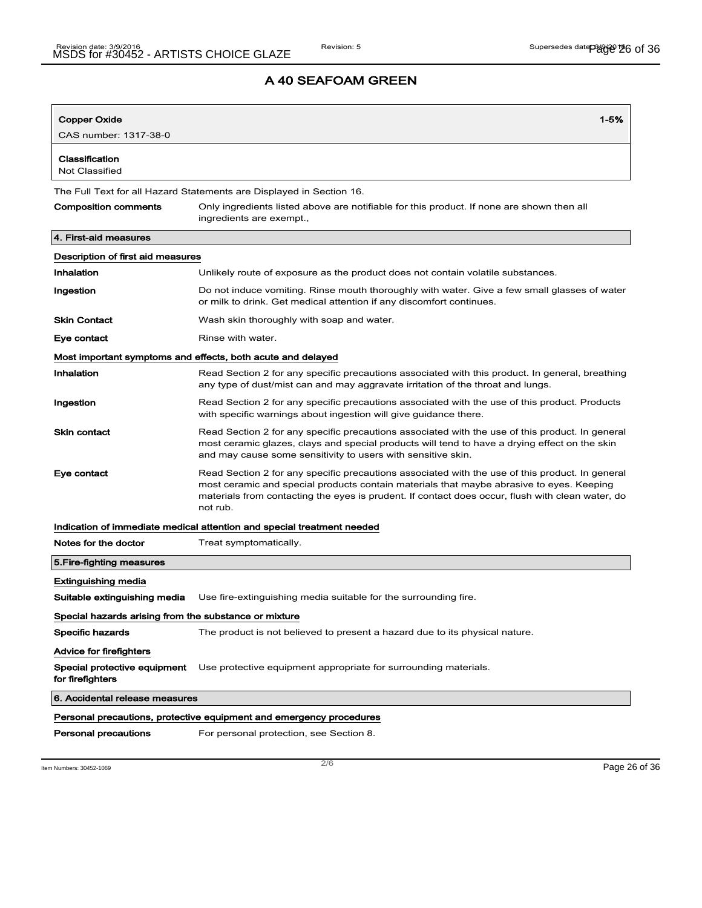# A 40 SEAFOAM GREEN

| Copper Oxide | 1-5% |
| --- | --- |
| CAS number: 1317-38-0 | |
| **Classification** | |
| Not Classified | |

The Full Text for all Hazard Statements are Displayed in Section 16.

**Composition comments** Only ingredients listed above are notifiable for this product. If none are shown then all ingredients are exempt.,

## 4. First-aid measures

### Description of first aid measures

**Inhalation** Unlikely route of exposure as the product does not contain volatile substances.

**Ingestion** Do not induce vomiting. Rinse mouth thoroughly with water. Give a few small glasses of water or milk to drink. Get medical attention if any discomfort continues.

**Skin Contact** Wash skin thoroughly with soap and water.

**Eye contact** Rinse with water.

### Most important symptoms and effects, both acute and delayed

**Inhalation** Read Section 2 for any specific precautions associated with this product. In general, breathing any type of dust/mist can and may aggravate irritation of the throat and lungs.

**Ingestion** Read Section 2 for any specific precautions associated with the use of this product. Products with specific warnings about ingestion will give guidance there.

**Skin contact** Read Section 2 for any specific precautions associated with the use of this product. In general most ceramic glazes, clays and special products will tend to have a drying effect on the skin and may cause some sensitivity to users with sensitive skin.

**Eye contact** Read Section 2 for any specific precautions associated with the use of this product. In general most ceramic and special products contain materials that maybe abrasive to eyes. Keeping materials from contacting the eyes is prudent. If contact does occur, flush with clean water, do not rub.

### Indication of immediate medical attention and special treatment needed

**Notes for the doctor** Treat symptomatically.

## 5.Fire-fighting measures

### Extinguishing media

**Suitable extinguishing media** Use fire-extinguishing media suitable for the surrounding fire.

### Special hazards arising from the substance or mixture

**Specific hazards** The product is not believed to present a hazard due to its physical nature.

### Advice for firefighters

**Special protective equipment for firefighters** Use protective equipment appropriate for surrounding materials.

## 6. Accidental release measures

### Personal precautions, protective equipment and emergency procedures

**Personal precautions** For personal protection, see Section 8.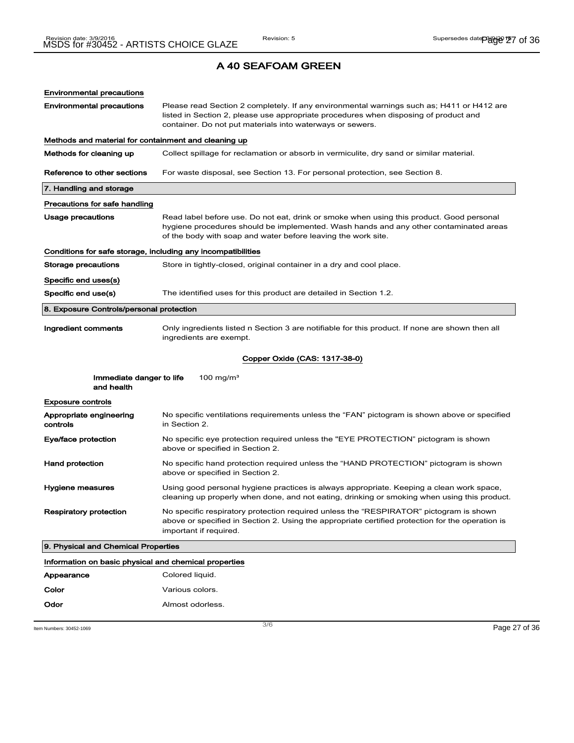## A 40 SEAFOAM GREEN

**Environmental precautions**

| | |
|---|---|
| **Environmental precautions** | Please read Section 2 completely. If any environmental warnings such as; H411 or H412 are listed in Section 2, please use appropriate procedures when disposing of product and container. Do not put materials into waterways or sewers. |

**Methods and material for containment and cleaning up**

| | |
|---|---|
| **Methods for cleaning up** | Collect spillage for reclamation or absorb in vermiculite, dry sand or similar material. |
| **Reference to other sections** | For waste disposal, see Section 13. For personal protection, see Section 8. |

### 7. Handling and storage

**Precautions for safe handling**

| | |
|---|---|
| **Usage precautions** | Read label before use. Do not eat, drink or smoke when using this product. Good personal hygiene procedures should be implemented. Wash hands and any other contaminated areas of the body with soap and water before leaving the work site. |

**Conditions for safe storage, including any incompatibilities**

| | |
|---|---|
| **Storage precautions** | Store in tightly-closed, original container in a dry and cool place. |

**Specific end uses(s)**

| | |
|---|---|
| **Specific end use(s)** | The identified uses for this product are detailed in Section 1.2. |

### 8. Exposure Controls/personal protection

| | |
|---|---|
| **Ingredient comments** | Only ingredients listed n Section 3 are notifiable for this product. If none are shown then all ingredients are exempt. |

**Copper Oxide (CAS: 1317-38-0)**

| | |
|---|---|
| **Immediate danger to life and health** | 100 mg/m³ |

**Exposure controls**

| | |
|---|---|
| **Appropriate engineering controls** | No specific ventilations requirements unless the "FAN" pictogram is shown above or specified in Section 2. |
| **Eye/face protection** | No specific eye protection required unless the "EYE PROTECTION" pictogram is shown above or specified in Section 2. |
| **Hand protection** | No specific hand protection required unless the "HAND PROTECTION" pictogram is shown above or specified in Section 2. |
| **Hygiene measures** | Using good personal hygiene practices is always appropriate. Keeping a clean work space, cleaning up properly when done, and not eating, drinking or smoking when using this product. |
| **Respiratory protection** | No specific respiratory protection required unless the "RESPIRATOR" pictogram is shown above or specified in Section 2. Using the appropriate certified protection for the operation is important if required. |

### 9. Physical and Chemical Properties

**Information on basic physical and chemical properties**

| | |
|---|---|
| **Appearance** | Colored liquid. |
| **Color** | Various colors. |
| **Odor** | Almost odorless. |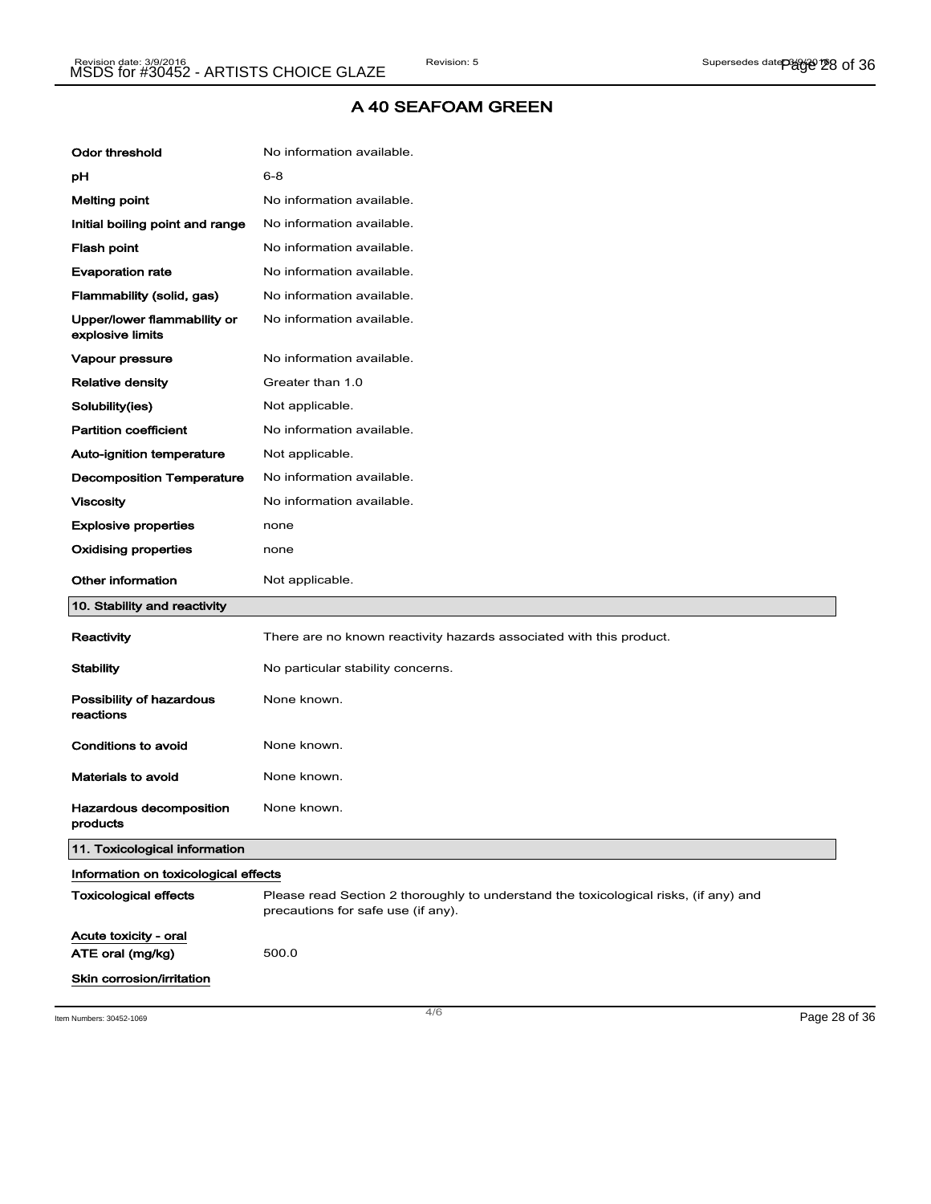## A 40 SEAFOAM GREEN

| | |
|---|---|
| **Odor threshold** | No information available. |
| **pH** | 6-8 |
| **Melting point** | No information available. |
| **Initial boiling point and range** | No information available. |
| **Flash point** | No information available. |
| **Evaporation rate** | No information available. |
| **Flammability (solid, gas)** | No information available. |
| **Upper/lower flammability or explosive limits** | No information available. |
| **Vapour pressure** | No information available. |
| **Relative density** | Greater than 1.0 |
| **Solubility(ies)** | Not applicable. |
| **Partition coefficient** | No information available. |
| **Auto-ignition temperature** | Not applicable. |
| **Decomposition Temperature** | No information available. |
| **Viscosity** | No information available. |
| **Explosive properties** | none |
| **Oxidising properties** | none |
| **Other information** | Not applicable. |

### 10. Stability and reactivity

| | |
|---|---|
| **Reactivity** | There are no known reactivity hazards associated with this product. |
| **Stability** | No particular stability concerns. |
| **Possibility of hazardous reactions** | None known. |
| **Conditions to avoid** | None known. |
| **Materials to avoid** | None known. |
| **Hazardous decomposition products** | None known. |

### 11. Toxicological information

**Information on toxicological effects**

| | |
|---|---|
| **Toxicological effects** | Please read Section 2 thoroughly to understand the toxicological risks, (if any) and precautions for safe use (if any). |

**Acute toxicity - oral**

| | |
|---|---|
| **ATE oral (mg/kg)** | 500.0 |

**Skin corrosion/irritation**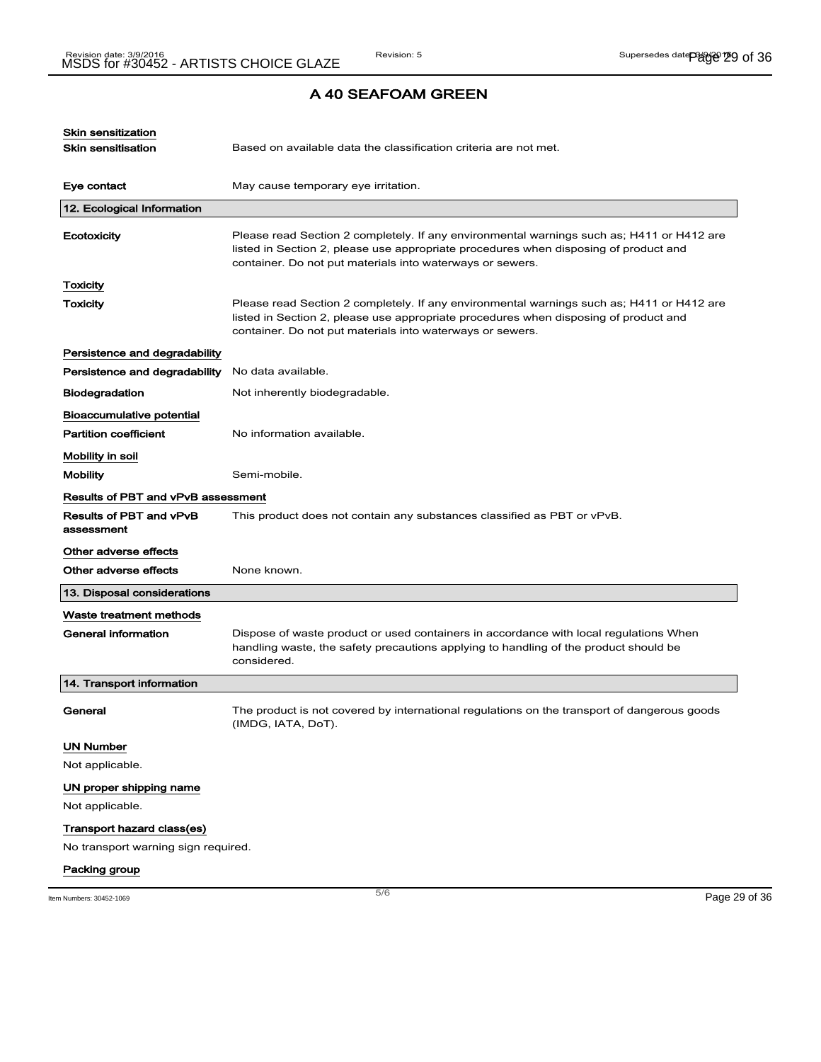# A 40 SEAFOAM GREEN

**Skin sensitization**

| | |
|---|---|
| **Skin sensitisation** | Based on available data the classification criteria are not met. |
| **Eye contact** | May cause temporary eye irritation. |

## 12. Ecological Information

| | |
|---|---|
| **Ecotoxicity** | Please read Section 2 completely. If any environmental warnings such as; H411 or H412 are listed in Section 2, please use appropriate procedures when disposing of product and container. Do not put materials into waterways or sewers. |

**Toxicity**

| | |
|---|---|
| **Toxicity** | Please read Section 2 completely. If any environmental warnings such as; H411 or H412 are listed in Section 2, please use appropriate procedures when disposing of product and container. Do not put materials into waterways or sewers. |

**Persistence and degradability**

| | |
|---|---|
| **Persistence and degradability** | No data available. |
| **Biodegradation** | Not inherently biodegradable. |

**Bioaccumulative potential**

| | |
|---|---|
| **Partition coefficient** | No information available. |

**Mobility in soil**

| | |
|---|---|
| **Mobility** | Semi-mobile. |

**Results of PBT and vPvB assessment**

| | |
|---|---|
| **Results of PBT and vPvB assessment** | This product does not contain any substances classified as PBT or vPvB. |

**Other adverse effects**

| | |
|---|---|
| **Other adverse effects** | None known. |

## 13. Disposal considerations

**Waste treatment methods**

| | |
|---|---|
| **General information** | Dispose of waste product or used containers in accordance with local regulations When handling waste, the safety precautions applying to handling of the product should be considered. |

## 14. Transport information

| | |
|---|---|
| **General** | The product is not covered by international regulations on the transport of dangerous goods (IMDG, IATA, DoT). |

**UN Number**

Not applicable.

**UN proper shipping name**

Not applicable.

**Transport hazard class(es)**

No transport warning sign required.

**Packing group**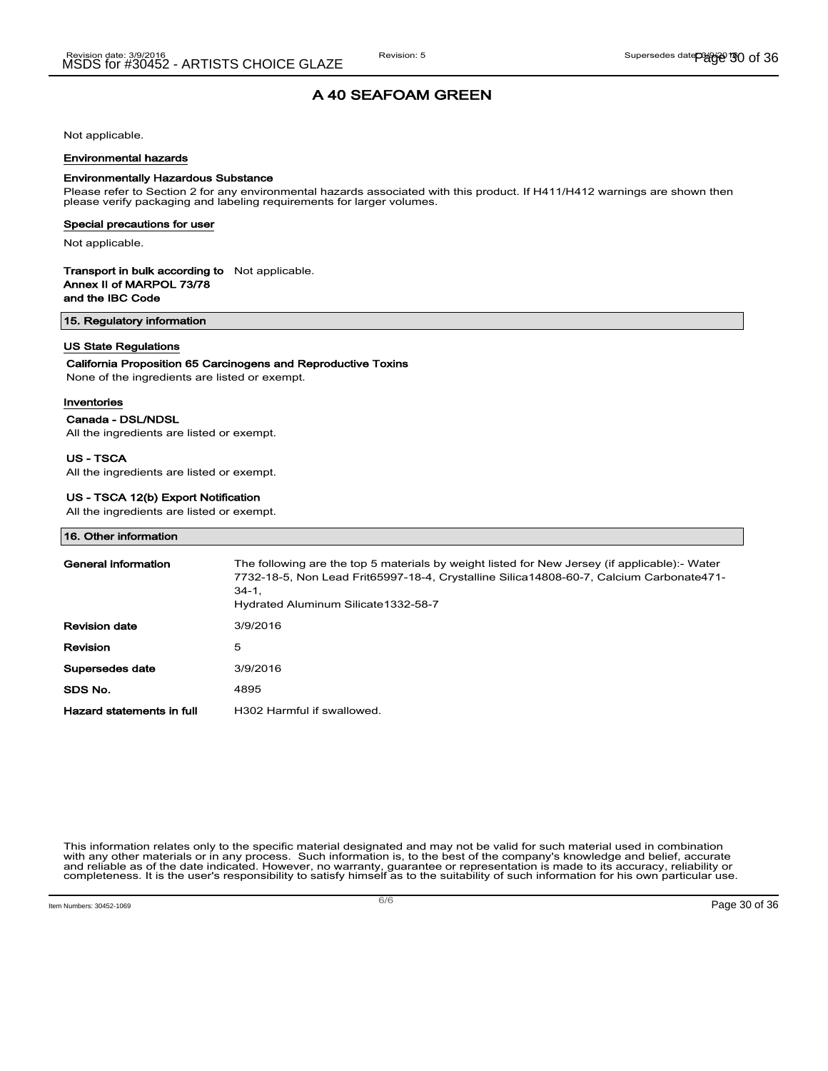# A 40 SEAFOAM GREEN

Not applicable.

### Environmental hazards

**Environmentally Hazardous Substance**

Please refer to Section 2 for any environmental hazards associated with this product. If H411/H412 warnings are shown then please verify packaging and labeling requirements for larger volumes.

### Special precautions for user

Not applicable.

**Transport in bulk according to Annex II of MARPOL 73/78 and the IBC Code** Not applicable.

## 15. Regulatory information

### US State Regulations

**California Proposition 65 Carcinogens and Reproductive Toxins**

None of the ingredients are listed or exempt.

### Inventories

**Canada - DSL/NDSL**

All the ingredients are listed or exempt.

**US - TSCA**

All the ingredients are listed or exempt.

**US - TSCA 12(b) Export Notification**

All the ingredients are listed or exempt.

## 16. Other information

| | |
|---|---|
| **General information** | The following are the top 5 materials by weight listed for New Jersey (if applicable):- Water 7732-18-5, Non Lead Frit65997-18-4, Crystalline Silica14808-60-7, Calcium Carbonate471-34-1, Hydrated Aluminum Silicate1332-58-7 |
| **Revision date** | 3/9/2016 |
| **Revision** | 5 |
| **Supersedes date** | 3/9/2016 |
| **SDS No.** | 4895 |
| **Hazard statements in full** | H302 Harmful if swallowed. |

This information relates only to the specific material designated and may not be valid for such material used in combination with any other materials or in any process. Such information is, to the best of the company's knowledge and belief, accurate and reliable as of the date indicated. However, no warranty, guarantee or representation is made to its accuracy, reliability or completeness. It is the user's responsibility to satisfy himself as to the suitability of such information for his own particular use.

Item Numbers: 30452-1069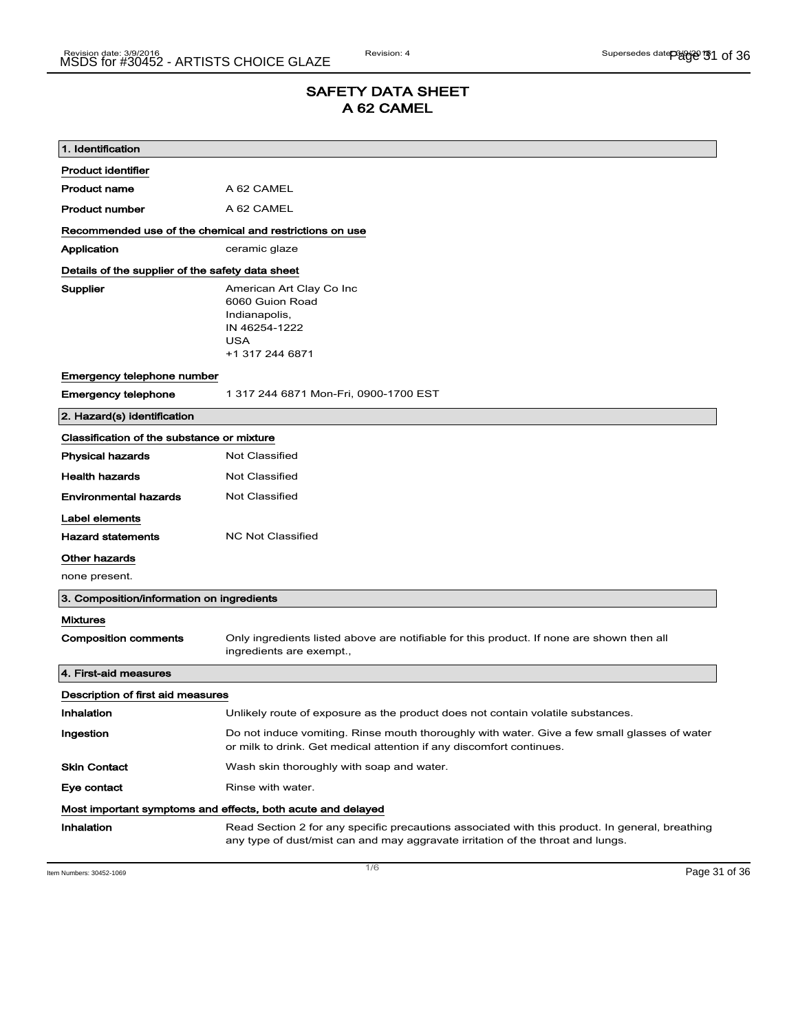# SAFETY DATA SHEET
# A 62 CAMEL

## 1. Identification

### Product identifier

| | |
|---|---|
| **Product name** | A 62 CAMEL |
| **Product number** | A 62 CAMEL |

### Recommended use of the chemical and restrictions on use

| | |
|---|---|
| **Application** | ceramic glaze |

### Details of the supplier of the safety data sheet

**Supplier**

American Art Clay Co Inc
6060 Guion Road
Indianapolis,
IN 46254-1222
USA
+1 317 244 6871

### Emergency telephone number

| | |
|---|---|
| **Emergency telephone** | 1 317 244 6871 Mon-Fri, 0900-1700 EST |

## 2. Hazard(s) identification

### Classification of the substance or mixture

| | |
|---|---|
| **Physical hazards** | Not Classified |
| **Health hazards** | Not Classified |
| **Environmental hazards** | Not Classified |

### Label elements

| | |
|---|---|
| **Hazard statements** | NC Not Classified |

### Other hazards

none present.

## 3. Composition/information on ingredients

### Mixtures

| | |
|---|---|
| **Composition comments** | Only ingredients listed above are notifiable for this product. If none are shown then all ingredients are exempt., |

## 4. First-aid measures

### Description of first aid measures

| | |
|---|---|
| **Inhalation** | Unlikely route of exposure as the product does not contain volatile substances. |
| **Ingestion** | Do not induce vomiting. Rinse mouth thoroughly with water. Give a few small glasses of water or milk to drink. Get medical attention if any discomfort continues. |
| **Skin Contact** | Wash skin thoroughly with soap and water. |
| **Eye contact** | Rinse with water. |

### Most important symptoms and effects, both acute and delayed

| | |
|---|---|
| **Inhalation** | Read Section 2 for any specific precautions associated with this product. In general, breathing any type of dust/mist can and may aggravate irritation of the throat and lungs. |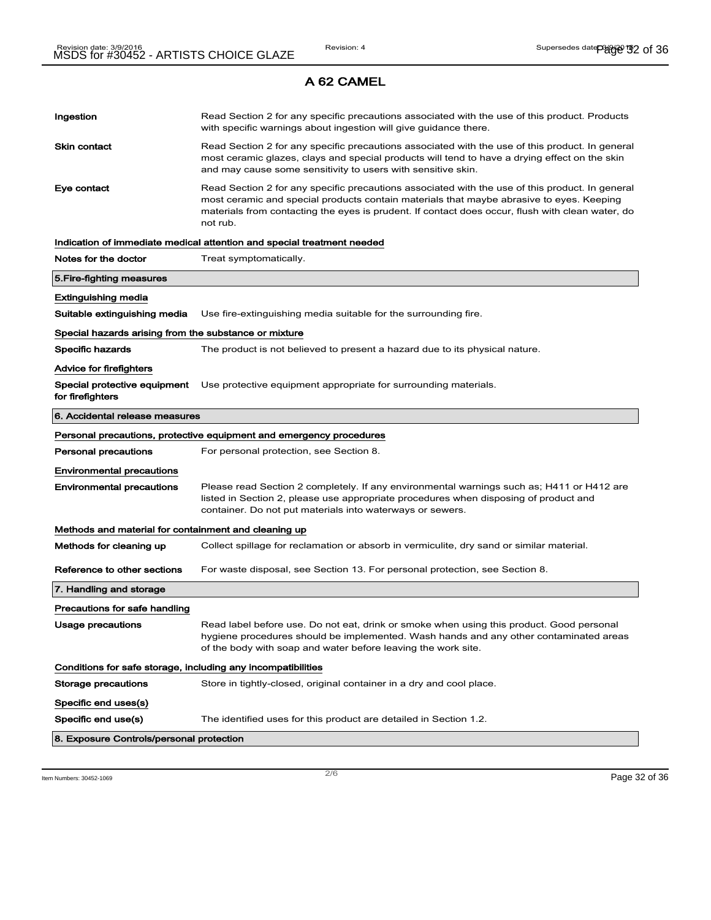## A 62 CAMEL

| | |
|---|---|
| **Ingestion** | Read Section 2 for any specific precautions associated with the use of this product. Products with specific warnings about ingestion will give guidance there. |
| **Skin contact** | Read Section 2 for any specific precautions associated with the use of this product. In general most ceramic glazes, clays and special products will tend to have a drying effect on the skin and may cause some sensitivity to users with sensitive skin. |
| **Eye contact** | Read Section 2 for any specific precautions associated with the use of this product. In general most ceramic and special products contain materials that maybe abrasive to eyes. Keeping materials from contacting the eyes is prudent. If contact does occur, flush with clean water, do not rub. |

**Indication of immediate medical attention and special treatment needed**

| | |
|---|---|
| **Notes for the doctor** | Treat symptomatically. |

### 5.Fire-fighting measures

**Extinguishing media**

| | |
|---|---|
| **Suitable extinguishing media** | Use fire-extinguishing media suitable for the surrounding fire. |

**Special hazards arising from the substance or mixture**

| | |
|---|---|
| **Specific hazards** | The product is not believed to present a hazard due to its physical nature. |

**Advice for firefighters**

| | |
|---|---|
| **Special protective equipment for firefighters** | Use protective equipment appropriate for surrounding materials. |

### 6. Accidental release measures

**Personal precautions, protective equipment and emergency procedures**

| | |
|---|---|
| **Personal precautions** | For personal protection, see Section 8. |

**Environmental precautions**

| | |
|---|---|
| **Environmental precautions** | Please read Section 2 completely. If any environmental warnings such as; H411 or H412 are listed in Section 2, please use appropriate procedures when disposing of product and container. Do not put materials into waterways or sewers. |

**Methods and material for containment and cleaning up**

| | |
|---|---|
| **Methods for cleaning up** | Collect spillage for reclamation or absorb in vermiculite, dry sand or similar material. |
| **Reference to other sections** | For waste disposal, see Section 13. For personal protection, see Section 8. |

### 7. Handling and storage

**Precautions for safe handling**

| | |
|---|---|
| **Usage precautions** | Read label before use. Do not eat, drink or smoke when using this product. Good personal hygiene procedures should be implemented. Wash hands and any other contaminated areas of the body with soap and water before leaving the work site. |

**Conditions for safe storage, including any incompatibilities**

| | |
|---|---|
| **Storage precautions** | Store in tightly-closed, original container in a dry and cool place. |

**Specific end uses(s)**

| | |
|---|---|
| **Specific end use(s)** | The identified uses for this product are detailed in Section 1.2. |

### 8. Exposure Controls/personal protection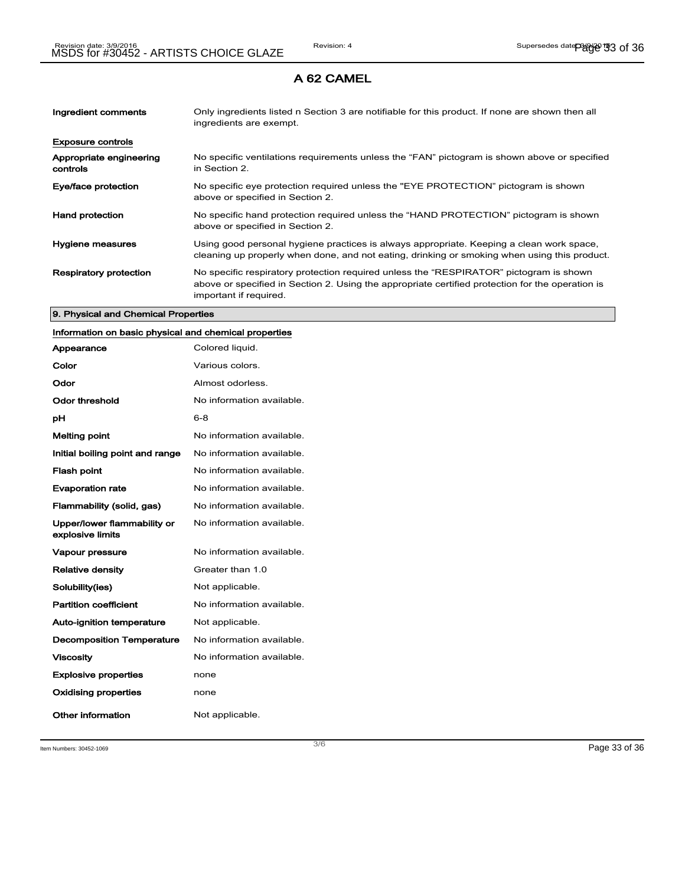## A 62 CAMEL

| | |
|---|---|
| **Ingredient comments** | Only ingredients listed n Section 3 are notifiable for this product. If none are shown then all ingredients are exempt. |

**Exposure controls**

| | |
|---|---|
| **Appropriate engineering controls** | No specific ventilations requirements unless the "FAN" pictogram is shown above or specified in Section 2. |
| **Eye/face protection** | No specific eye protection required unless the "EYE PROTECTION" pictogram is shown above or specified in Section 2. |
| **Hand protection** | No specific hand protection required unless the "HAND PROTECTION" pictogram is shown above or specified in Section 2. |
| **Hygiene measures** | Using good personal hygiene practices is always appropriate. Keeping a clean work space, cleaning up properly when done, and not eating, drinking or smoking when using this product. |
| **Respiratory protection** | No specific respiratory protection required unless the "RESPIRATOR" pictogram is shown above or specified in Section 2. Using the appropriate certified protection for the operation is important if required. |

### 9. Physical and Chemical Properties

**Information on basic physical and chemical properties**

| | |
|---|---|
| **Appearance** | Colored liquid. |
| **Color** | Various colors. |
| **Odor** | Almost odorless. |
| **Odor threshold** | No information available. |
| **pH** | 6-8 |
| **Melting point** | No information available. |
| **Initial boiling point and range** | No information available. |
| **Flash point** | No information available. |
| **Evaporation rate** | No information available. |
| **Flammability (solid, gas)** | No information available. |
| **Upper/lower flammability or explosive limits** | No information available. |
| **Vapour pressure** | No information available. |
| **Relative density** | Greater than 1.0 |
| **Solubility(ies)** | Not applicable. |
| **Partition coefficient** | No information available. |
| **Auto-ignition temperature** | Not applicable. |
| **Decomposition Temperature** | No information available. |
| **Viscosity** | No information available. |
| **Explosive properties** | none |
| **Oxidising properties** | none |
| **Other information** | Not applicable. |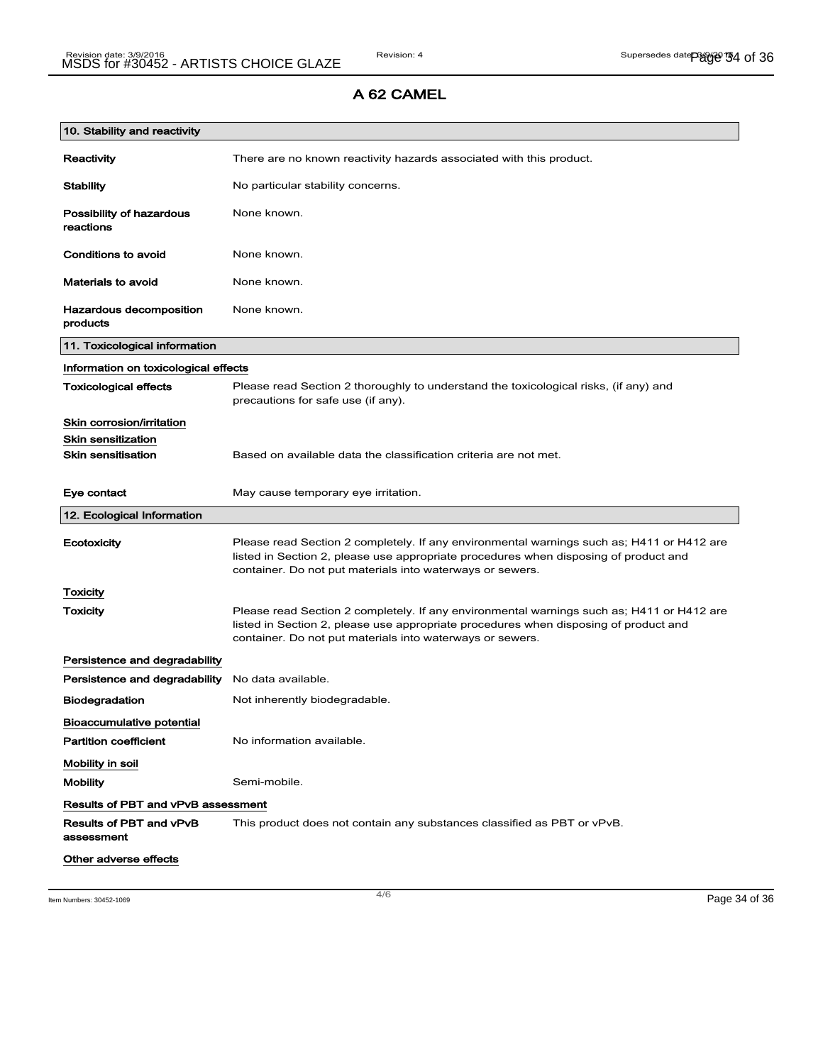# A 62 CAMEL

## 10. Stability and reactivity

**Reactivity** There are no known reactivity hazards associated with this product.

**Stability** No particular stability concerns.

**Possibility of hazardous reactions** None known.

**Conditions to avoid** None known.

**Materials to avoid** None known.

**Hazardous decomposition products** None known.

## 11. Toxicological information

**Information on toxicological effects**

**Toxicological effects** Please read Section 2 thoroughly to understand the toxicological risks, (if any) and precautions for safe use (if any).

**Skin corrosion/irritation**

**Skin sensitization**

**Skin sensitisation** Based on available data the classification criteria are not met.

**Eye contact** May cause temporary eye irritation.

## 12. Ecological Information

**Ecotoxicity** Please read Section 2 completely. If any environmental warnings such as; H411 or H412 are listed in Section 2, please use appropriate procedures when disposing of product and container. Do not put materials into waterways or sewers.

**Toxicity**

**Toxicity** Please read Section 2 completely. If any environmental warnings such as; H411 or H412 are listed in Section 2, please use appropriate procedures when disposing of product and container. Do not put materials into waterways or sewers.

**Persistence and degradability**

**Persistence and degradability** No data available.

**Biodegradation** Not inherently biodegradable.

**Bioaccumulative potential**

**Partition coefficient** No information available.

**Mobility in soil**

**Mobility** Semi-mobile.

**Results of PBT and vPvB assessment**

**Results of PBT and vPvB assessment** This product does not contain any substances classified as PBT or vPvB.

**Other adverse effects**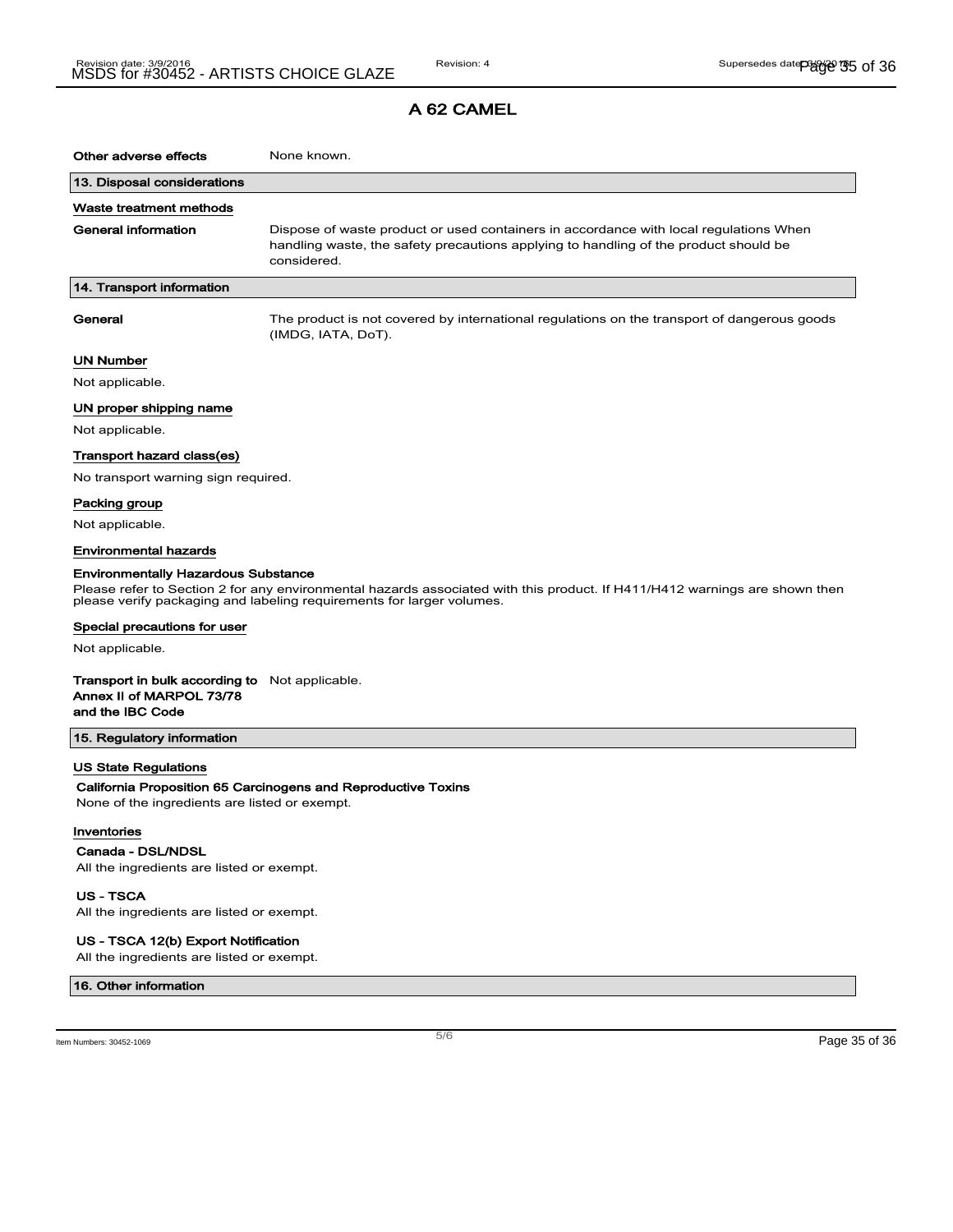## A 62 CAMEL

**Other adverse effects** None known.

### 13. Disposal considerations

**Waste treatment methods**

**General information** Dispose of waste product or used containers in accordance with local regulations When handling waste, the safety precautions applying to handling of the product should be considered.

### 14. Transport information

**General** The product is not covered by international regulations on the transport of dangerous goods (IMDG, IATA, DoT).

**UN Number**

Not applicable.

**UN proper shipping name**

Not applicable.

**Transport hazard class(es)**

No transport warning sign required.

**Packing group**

Not applicable.

**Environmental hazards**

**Environmentally Hazardous Substance**

Please refer to Section 2 for any environmental hazards associated with this product. If H411/H412 warnings are shown then please verify packaging and labeling requirements for larger volumes.

**Special precautions for user**

Not applicable.

**Transport in bulk according to Annex II of MARPOL 73/78 and the IBC Code** Not applicable.

### 15. Regulatory information

**US State Regulations**

**California Proposition 65 Carcinogens and Reproductive Toxins**

None of the ingredients are listed or exempt.

**Inventories**

**Canada - DSL/NDSL**

All the ingredients are listed or exempt.

**US - TSCA**

All the ingredients are listed or exempt.

**US - TSCA 12(b) Export Notification**

All the ingredients are listed or exempt.

### 16. Other information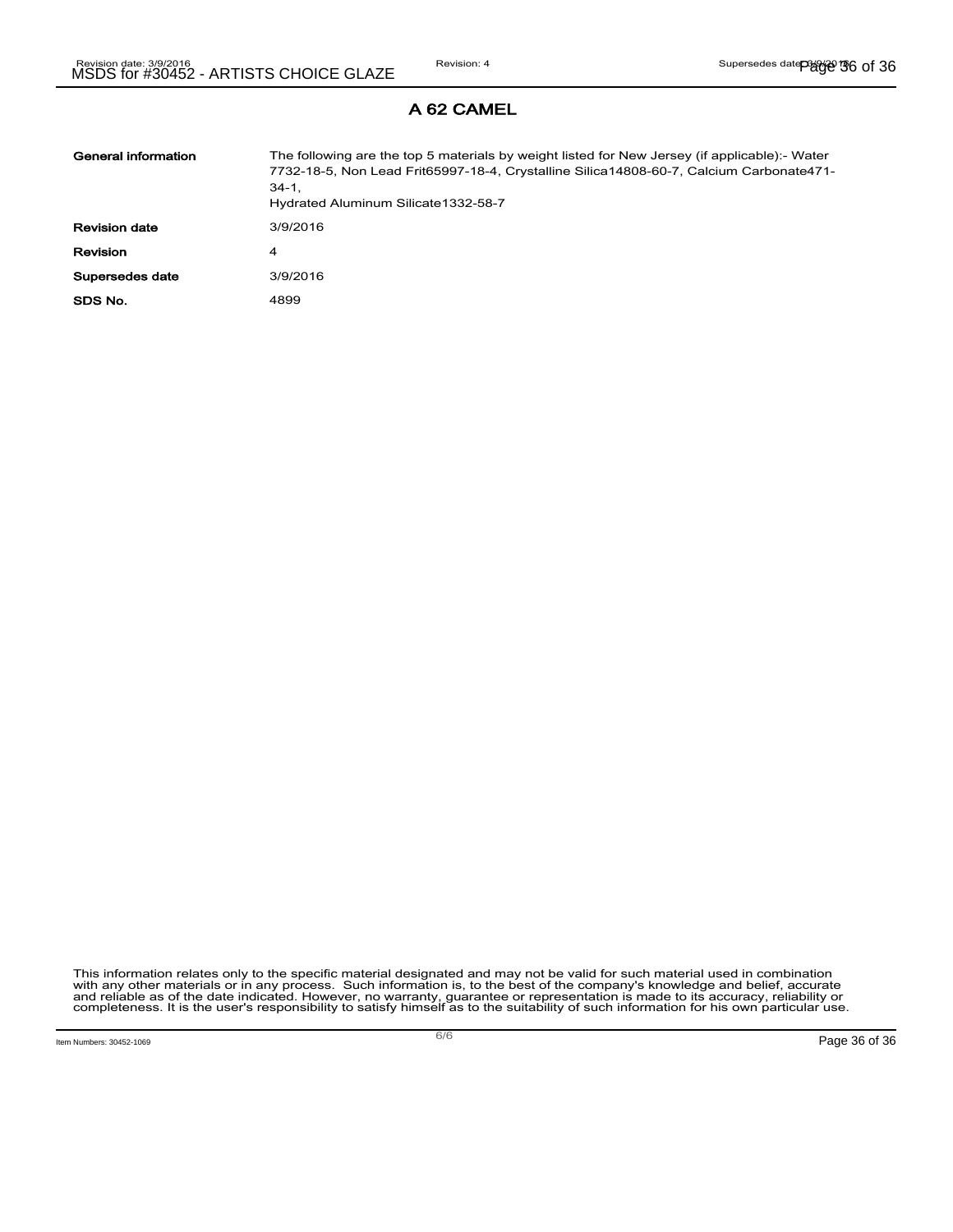## A 62 CAMEL

| | |
|---|---|
| **General information** | The following are the top 5 materials by weight listed for New Jersey (if applicable):- Water 7732-18-5, Non Lead Frit65997-18-4, Crystalline Silica14808-60-7, Calcium Carbonate471-34-1, Hydrated Aluminum Silicate1332-58-7 |
| **Revision date** | 3/9/2016 |
| **Revision** | 4 |
| **Supersedes date** | 3/9/2016 |
| **SDS No.** | 4899 |

This information relates only to the specific material designated and may not be valid for such material used in combination with any other materials or in any process. Such information is, to the best of the company's knowledge and belief, accurate and reliable as of the date indicated. However, no warranty, guarantee or representation is made to its accuracy, reliability or completeness. It is the user's responsibility to satisfy himself as to the suitability of such information for his own particular use.

Item Numbers: 30452-1069